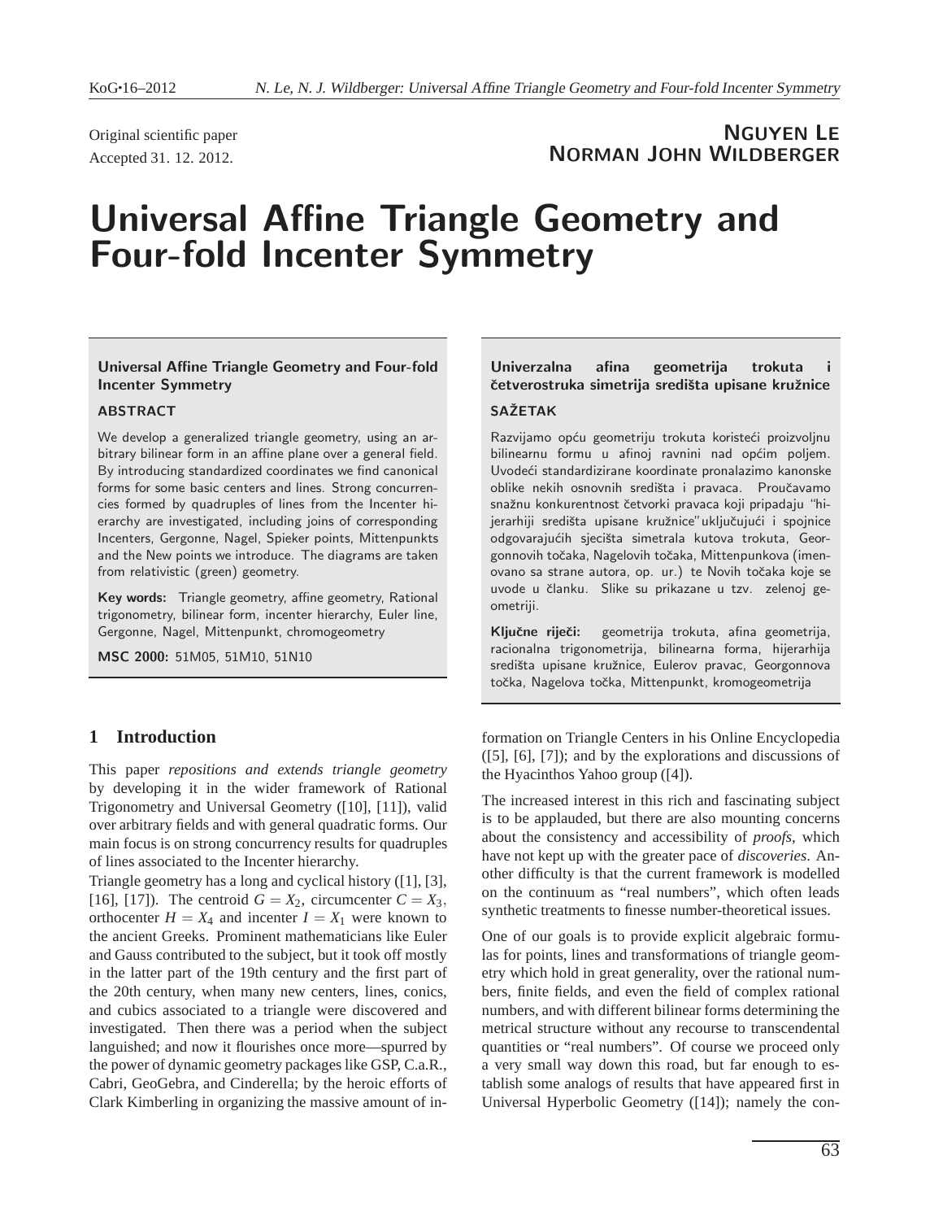Original scientific paper
Accepted 31. 12. 2012.

**Nguyen Le**
**Norman John Wildberger**

# Universal Affine Triangle Geometry and Four-fold Incenter Symmetry

**Universal Affine Triangle Geometry and Four-fold Incenter Symmetry**

**ABSTRACT**

We develop a generalized triangle geometry, using an arbitrary bilinear form in an affine plane over a general field. By introducing standardized coordinates we find canonical forms for some basic centers and lines. Strong concurrencies formed by quadruples of lines from the Incenter hierarchy are investigated, including joins of corresponding Incenters, Gergonne, Nagel, Spieker points, Mittenpunkts and the New points we introduce. The diagrams are taken from relativistic (green) geometry.

**Key words:** Triangle geometry, affine geometry, Rational trigonometry, bilinear form, incenter hierarchy, Euler line, Gergonne, Nagel, Mittenpunkt, chromogeometry

**MSC 2000:** 51M05, 51M10, 51N10

**Univerzalna afina geometrija trokuta i četverostruka simetrija središta upisane kružnice**

**SAŽETAK**

Razvijamo opću geometriju trokuta koristeći proizvoljnu bilinearnu formu u afinoj ravnini nad općim poljem. Uvodeći standardizirane koordinate pronalazimo kanonske oblike nekih osnovnih središta i pravaca. Proučavamo snažnu konkurentnost četvorki pravaca koji pripadaju "hijerarhiji središta upisane kružnice" uključujući i spojnice odgovarajućih sjecišta simetrala kutova trokuta, Georgonnovih točaka, Nagelovih točaka, Mittenpunkova (imenovano sa strane autora, op. ur.) te Novih točaka koje se uvode u članku. Slike su prikazane u tzv. zelenoj geometriji.

**Ključne riječi:** geometrija trokuta, afina geometrija, racionalna trigonometrija, bilinearna forma, hijerarhija središta upisane kružnice, Eulerov pravac, Georgonnova točka, Nagelova točka, Mittenpunkt, kromogeometrija

## 1 Introduction

This paper *repositions and extends triangle geometry* by developing it in the wider framework of Rational Trigonometry and Universal Geometry ([10], [11]), valid over arbitrary fields and with general quadratic forms. Our main focus is on strong concurrency results for quadruples of lines associated to the Incenter hierarchy.

Triangle geometry has a long and cyclical history ([1], [3], [16], [17]). The centroid $G = X_2$, circumcenter $C = X_3$, orthocenter $H = X_4$ and incenter $I = X_1$ were known to the ancient Greeks. Prominent mathematicians like Euler and Gauss contributed to the subject, but it took off mostly in the latter part of the 19th century and the first part of the 20th century, when many new centers, lines, conics, and cubics associated to a triangle were discovered and investigated. Then there was a period when the subject languished; and now it flourishes once more—spurred by the power of dynamic geometry packages like GSP, C.a.R., Cabri, GeoGebra, and Cinderella; by the heroic efforts of Clark Kimberling in organizing the massive amount of information on Triangle Centers in his Online Encyclopedia ([5], [6], [7]); and by the explorations and discussions of the Hyacinthos Yahoo group ([4]).

The increased interest in this rich and fascinating subject is to be applauded, but there are also mounting concerns about the consistency and accessibility of *proofs*, which have not kept up with the greater pace of *discoveries*. Another difficulty is that the current framework is modelled on the continuum as "real numbers", which often leads synthetic treatments to finesse number-theoretical issues.

One of our goals is to provide explicit algebraic formulas for points, lines and transformations of triangle geometry which hold in great generality, over the rational numbers, finite fields, and even the field of complex rational numbers, and with different bilinear forms determining the metrical structure without any recourse to transcendental quantities or "real numbers". Of course we proceed only a very small way down this road, but far enough to establish some analogs of results that have appeared first in Universal Hyperbolic Geometry ([14]); namely the con-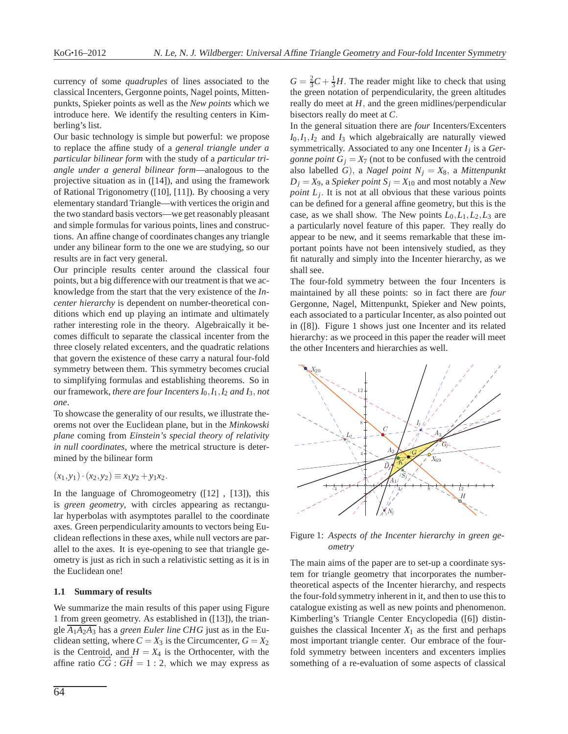currency of some *quadruples* of lines associated to the classical Incenters, Gergonne points, Nagel points, Mittenpunkts, Spieker points as well as the *New points* which we introduce here. We identify the resulting centers in Kimberling's list.

Our basic technology is simple but powerful: we propose to replace the affine study of a *general triangle under a particular bilinear form* with the study of a *particular triangle under a general bilinear form*—analogous to the projective situation as in ([14]), and using the framework of Rational Trigonometry ([10], [11]). By choosing a very elementary standard Triangle—with vertices the origin and the two standard basis vectors—we get reasonably pleasant and simple formulas for various points, lines and constructions. An affine change of coordinates changes any triangle under any bilinear form to the one we are studying, so our results are in fact very general.

Our principle results center around the classical four points, but a big difference with our treatment is that we acknowledge from the start that the very existence of the *Incenter hierarchy* is dependent on number-theoretical conditions which end up playing an intimate and ultimately rather interesting role in the theory. Algebraically it becomes difficult to separate the classical incenter from the three closely related excenters, and the quadratic relations that govern the existence of these carry a natural four-fold symmetry between them. This symmetry becomes crucial to simplifying formulas and establishing theorems. So in our framework, *there are four Incenters $I_0, I_1, I_2$ and $I_3$, not one*.

To showcase the generality of our results, we illustrate theorems not over the Euclidean plane, but in the *Minkowski plane* coming from *Einstein's special theory of relativity in null coordinates*, where the metrical structure is determined by the bilinear form

$$(x_1, y_1) \cdot (x_2, y_2) \equiv x_1 y_2 + y_1 x_2.$$

In the language of Chromogeometry ([12] , [13]), this is *green geometry*, with circles appearing as rectangular hyperbolas with asymptotes parallel to the coordinate axes. Green perpendicularity amounts to vectors being Euclidean reflections in these axes, while null vectors are parallel to the axes. It is eye-opening to see that triangle geometry is just as rich in such a relativistic setting as it is in the Euclidean one!

### 1.1 Summary of results

We summarize the main results of this paper using Figure 1 from green geometry. As established in ([13]), the triangle $\overline{A_1A_2A_3}$ has a *green Euler line CHG* just as in the Euclidean setting, where $C = X_3$ is the Circumcenter, $G = X_2$ is the Centroid, and $H = X_4$ is the Orthocenter, with the affine ratio $\overrightarrow{CG} : \overrightarrow{GH} = 1 : 2$, which we may express as $G = \frac{2}{3}C + \frac{1}{3}H$. The reader might like to check that using the green notation of perpendicularity, the green altitudes really do meet at $H$, and the green midlines/perpendicular bisectors really do meet at $C$.

In the general situation there are *four* Incenters/Excenters $I_0, I_1, I_2$ and $I_3$ which algebraically are naturally viewed symmetrically. Associated to any one Incenter $I_j$ is a *Gergonne point* $G_j = X_7$ (not to be confused with the centroid also labelled $G$), a *Nagel point* $N_j = X_8$, a *Mittenpunkt* $D_j = X_9$, a *Spieker point* $S_j = X_{10}$ and most notably a *New point* $L_j$. It is not at all obvious that these various points can be defined for a general affine geometry, but this is the case, as we shall show. The New points $L_0, L_1, L_2, L_3$ are a particularly novel feature of this paper. They really do appear to be new, and it seems remarkable that these important points have not been intensively studied, as they fit naturally and simply into the Incenter hierarchy, as we shall see.

The four-fold symmetry between the four Incenters is maintained by all these points: so in fact there are *four* Gergonne, Nagel, Mittenpunkt, Spieker and New points, each associated to a particular Incenter, as also pointed out in ([8]). Figure 1 shows just one Incenter and its related hierarchy: as we proceed in this paper the reader will meet the other Incenters and hierarchies as well.

Figure 1: *Aspects of the Incenter hierarchy in green geometry*

The main aims of the paper are to set-up a coordinate system for triangle geometry that incorporates the number-theoretical aspects of the Incenter hierarchy, and respects the four-fold symmetry inherent in it, and then to use this to catalogue existing as well as new points and phenomenon. Kimberling's Triangle Center Encyclopedia ([6]) distinguishes the classical Incenter $X_1$ as the first and perhaps most important triangle center. Our embrace of the four-fold symmetry between incenters and excenters implies something of a re-evaluation of some aspects of classical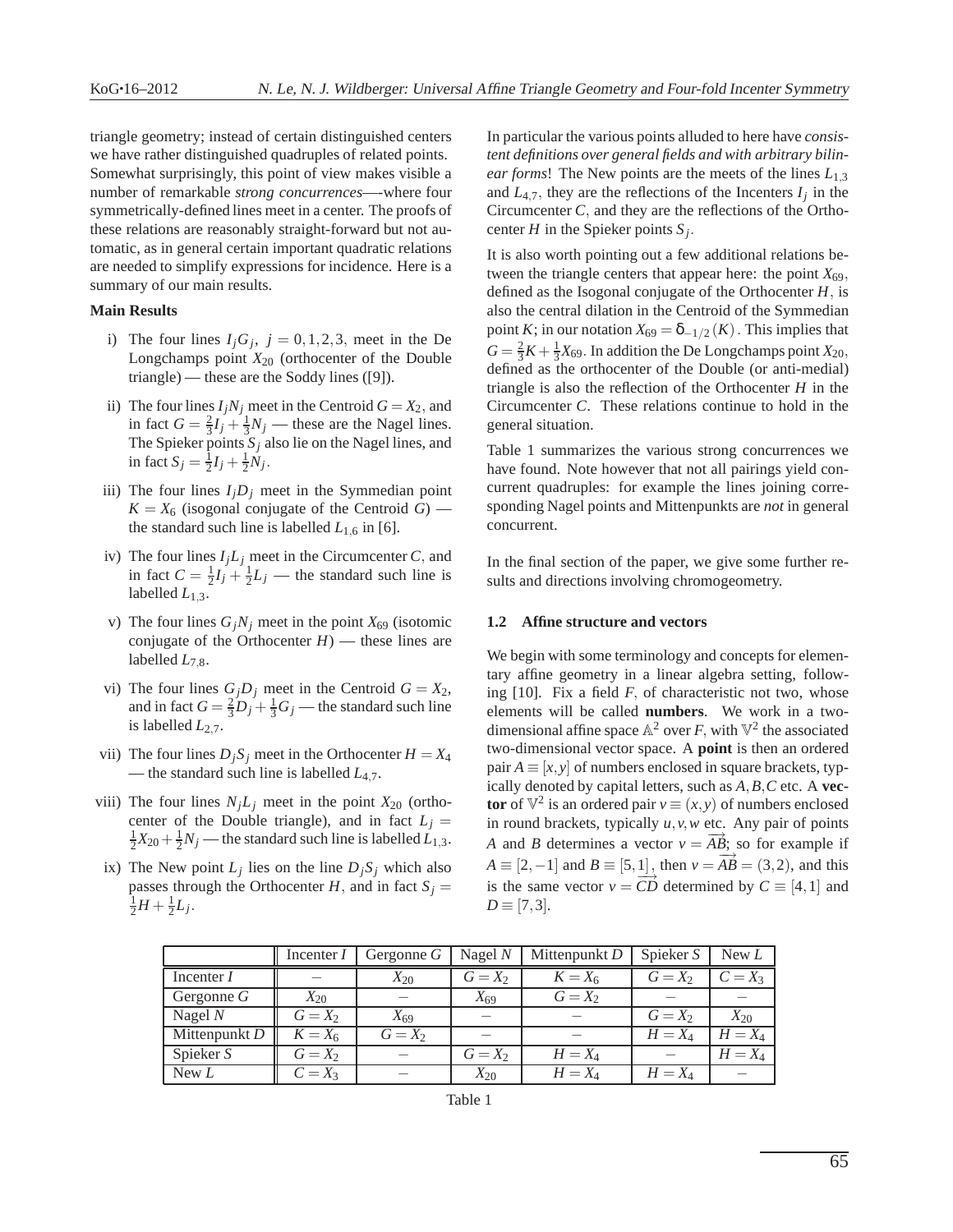triangle geometry; instead of certain distinguished centers we have rather distinguished quadruples of related points. Somewhat surprisingly, this point of view makes visible a number of remarkable *strong concurrences*—-where four symmetrically-defined lines meet in a center. The proofs of these relations are reasonably straight-forward but not automatic, as in general certain important quadratic relations are needed to simplify expressions for incidence. Here is a summary of our main results.

**Main Results**

i) The four lines $I_jG_j$, $j = 0,1,2,3$, meet in the De Longchamps point $X_{20}$ (orthocenter of the Double triangle) — these are the Soddy lines ([9]).

ii) The four lines $I_jN_j$ meet in the Centroid $G = X_2$, and in fact $G = \frac{2}{3}I_j + \frac{1}{3}N_j$ — these are the Nagel lines. The Spieker points $S_j$ also lie on the Nagel lines, and in fact $S_j = \frac{1}{2}I_j + \frac{1}{2}N_j$.

iii) The four lines $I_jD_j$ meet in the Symmedian point $K = X_6$ (isogonal conjugate of the Centroid $G$) — the standard such line is labelled $L_{1,6}$ in [6].

iv) The four lines $I_jL_j$ meet in the Circumcenter $C$, and in fact $C = \frac{1}{2}I_j + \frac{1}{2}L_j$ — the standard such line is labelled $L_{1,3}$.

v) The four lines $G_jN_j$ meet in the point $X_{69}$ (isotomic conjugate of the Orthocenter $H$) — these lines are labelled $L_{7,8}$.

vi) The four lines $G_jD_j$ meet in the Centroid $G = X_2$, and in fact $G = \frac{2}{3}D_j + \frac{1}{3}G_j$ — the standard such line is labelled $L_{2,7}$.

vii) The four lines $D_jS_j$ meet in the Orthocenter $H = X_4$ — the standard such line is labelled $L_{4,7}$.

viii) The four lines $N_jL_j$ meet in the point $X_{20}$ (orthocenter of the Double triangle), and in fact $L_j = \frac{1}{2}X_{20} + \frac{1}{2}N_j$ — the standard such line is labelled $L_{1,3}$.

ix) The New point $L_j$ lies on the line $D_jS_j$ which also passes through the Orthocenter $H$, and in fact $S_j = \frac{1}{2}H + \frac{1}{2}L_j$.

In particular the various points alluded to here have *consistent definitions over general fields and with arbitrary bilinear forms*! The New points are the meets of the lines $L_{1,3}$ and $L_{4,7}$, they are the reflections of the Incenters $I_j$ in the Circumcenter $C$, and they are the reflections of the Orthocenter $H$ in the Spieker points $S_j$.

It is also worth pointing out a few additional relations between the triangle centers that appear here: the point $X_{69}$, defined as the Isogonal conjugate of the Orthocenter $H$, is also the central dilation in the Centroid of the Symmedian point $K$; in our notation $X_{69} = \delta_{-1/2}(K)$. This implies that $G = \frac{2}{3}K + \frac{1}{3}X_{69}$. In addition the De Longchamps point $X_{20}$, defined as the orthocenter of the Double (or anti-medial) triangle is also the reflection of the Orthocenter $H$ in the Circumcenter $C$. These relations continue to hold in the general situation.

Table 1 summarizes the various strong concurrences we have found. Note however that not all pairings yield concurrent quadruples: for example the lines joining corresponding Nagel points and Mittenpunkts are *not* in general concurrent.

In the final section of the paper, we give some further results and directions involving chromogeometry.

### 1.2 Affine structure and vectors

We begin with some terminology and concepts for elementary affine geometry in a linear algebra setting, following [10]. Fix a field $F$, of characteristic not two, whose elements will be called **numbers**. We work in a two-dimensional affine space $\mathbb{A}^2$ over $F$, with $\mathbb{V}^2$ the associated two-dimensional vector space. A **point** is then an ordered pair $A \equiv [x,y]$ of numbers enclosed in square brackets, typically denoted by capital letters, such as $A,B,C$ etc. A **vector** of $\mathbb{V}^2$ is an ordered pair $v \equiv (x,y)$ of numbers enclosed in round brackets, typically $u,v,w$ etc. Any pair of points $A$ and $B$ determines a vector $v = \overrightarrow{AB}$; so for example if $A \equiv [2,-1]$ and $B \equiv [5,1]$, then $v = \overrightarrow{AB} = (3,2)$, and this is the same vector $v = \overrightarrow{CD}$ determined by $C \equiv [4,1]$ and $D \equiv [7,3]$.

| | Incenter $I$ | Gergonne $G$ | Nagel $N$ | Mittenpunkt $D$ | Spieker $S$ | New $L$ |
|---|---|---|---|---|---|---|
| Incenter $I$ | $-$ | $X_{20}$ | $G = X_2$ | $K = X_6$ | $G = X_2$ | $C = X_3$ |
| Gergonne $G$ | $X_{20}$ | $-$ | $X_{69}$ | $G = X_2$ | $-$ | $-$ |
| Nagel $N$ | $G = X_2$ | $X_{69}$ | $-$ | $-$ | $G = X_2$ | $X_{20}$ |
| Mittenpunkt $D$ | $K = X_6$ | $G = X_2$ | $-$ | $-$ | $H = X_4$ | $H = X_4$ |
| Spieker $S$ | $G = X_2$ | $-$ | $G = X_2$ | $H = X_4$ | $-$ | $H = X_4$ |
| New $L$ | $C = X_3$ | $-$ | $X_{20}$ | $H = X_4$ | $H = X_4$ | $-$ |

Table 1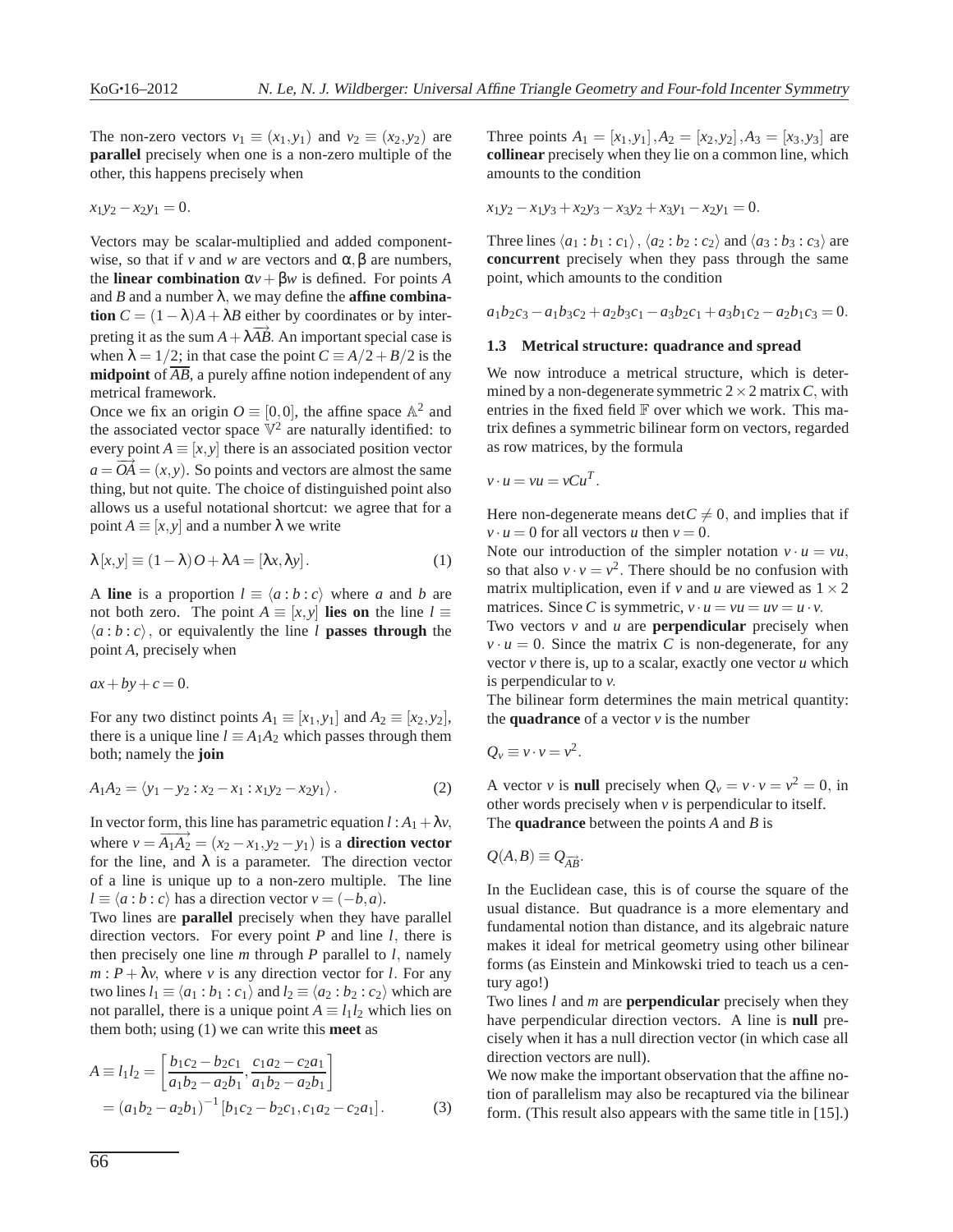The non-zero vectors $v_1 \equiv (x_1, y_1)$ and $v_2 \equiv (x_2, y_2)$ are **parallel** precisely when one is a non-zero multiple of the other, this happens precisely when

$$x_1 y_2 - x_2 y_1 = 0.$$

Vectors may be scalar-multiplied and added componentwise, so that if $v$ and $w$ are vectors and $\alpha, \beta$ are numbers, the **linear combination** $\alpha v + \beta w$ is defined. For points $A$ and $B$ and a number $\lambda$, we may define the **affine combination** $C = (1-\lambda)A + \lambda B$ either by coordinates or by interpreting it as the sum $A + \lambda \overrightarrow{AB}$. An important special case is when $\lambda = 1/2$; in that case the point $C \equiv A/2 + B/2$ is the **midpoint** of $\overline{AB}$, a purely affine notion independent of any metrical framework.

Once we fix an origin $O \equiv [0,0]$, the affine space $\mathbb{A}^2$ and the associated vector space $\mathbb{V}^2$ are naturally identified: to every point $A \equiv [x,y]$ there is an associated position vector $a = \overrightarrow{OA} = (x,y)$. So points and vectors are almost the same thing, but not quite. The choice of distinguished point also allows us a useful notational shortcut: we agree that for a point $A \equiv [x,y]$ and a number $\lambda$ we write

$$\lambda [x,y] \equiv (1-\lambda) O + \lambda A = [\lambda x, \lambda y]. \tag{1}$$

A **line** is a proportion $l \equiv \langle a : b : c \rangle$ where $a$ and $b$ are not both zero. The point $A \equiv [x,y]$ **lies on** the line $l \equiv \langle a : b : c \rangle$, or equivalently the line $l$ **passes through** the point $A$, precisely when

$$ax + by + c = 0.$$

For any two distinct points $A_1 \equiv [x_1, y_1]$ and $A_2 \equiv [x_2, y_2]$, there is a unique line $l \equiv A_1A_2$ which passes through them both; namely the **join**

$$A_1A_2 = \langle y_1 - y_2 : x_2 - x_1 : x_1 y_2 - x_2 y_1 \rangle. \tag{2}$$

In vector form, this line has parametric equation $l : A_1 + \lambda v$, where $v = \overrightarrow{A_1A_2} = (x_2 - x_1, y_2 - y_1)$ is a **direction vector** for the line, and $\lambda$ is a parameter. The direction vector of a line is unique up to a non-zero multiple. The line $l \equiv \langle a : b : c \rangle$ has a direction vector $v = (-b, a)$.

Two lines are **parallel** precisely when they have parallel direction vectors. For every point $P$ and line $l$, there is then precisely one line $m$ through $P$ parallel to $l$, namely $m : P + \lambda v$, where $v$ is any direction vector for $l$. For any two lines $l_1 \equiv \langle a_1 : b_1 : c_1 \rangle$ and $l_2 \equiv \langle a_2 : b_2 : c_2 \rangle$ which are not parallel, there is a unique point $A \equiv l_1 l_2$ which lies on them both; using (1) we can write this **meet** as

$$\begin{aligned} A \equiv l_1 l_2 &= \left[ \frac{b_1 c_2 - b_2 c_1}{a_1 b_2 - a_2 b_1}, \frac{c_1 a_2 - c_2 a_1}{a_1 b_2 - a_2 b_1} \right] \\ &= (a_1 b_2 - a_2 b_1)^{-1} [b_1 c_2 - b_2 c_1, c_1 a_2 - c_2 a_1]. \end{aligned} \tag{3}$$

Three points $A_1 = [x_1, y_1], A_2 = [x_2, y_2], A_3 = [x_3, y_3]$ are **collinear** precisely when they lie on a common line, which amounts to the condition

$$x_1 y_2 - x_1 y_3 + x_2 y_3 - x_3 y_2 + x_3 y_1 - x_2 y_1 = 0.$$

Three lines $\langle a_1 : b_1 : c_1 \rangle$, $\langle a_2 : b_2 : c_2 \rangle$ and $\langle a_3 : b_3 : c_3 \rangle$ are **concurrent** precisely when they pass through the same point, which amounts to the condition

$$a_1 b_2 c_3 - a_1 b_3 c_2 + a_2 b_3 c_1 - a_3 b_2 c_1 + a_3 b_1 c_2 - a_2 b_1 c_3 = 0.$$

### 1.3 Metrical structure: quadrance and spread

We now introduce a metrical structure, which is determined by a non-degenerate symmetric $2 \times 2$ matrix $C$, with entries in the fixed field $\mathbb{F}$ over which we work. This matrix defines a symmetric bilinear form on vectors, regarded as row matrices, by the formula

$$v \cdot u = vu = vCu^T.$$

Here non-degenerate means $\det C \neq 0$, and implies that if $v \cdot u = 0$ for all vectors $u$ then $v = 0$.

Note our introduction of the simpler notation $v \cdot u = vu$, so that also $v \cdot v = v^2$. There should be no confusion with matrix multiplication, even if $v$ and $u$ are viewed as $1 \times 2$ matrices. Since $C$ is symmetric, $v \cdot u = vu = uv = u \cdot v$.

Two vectors $v$ and $u$ are **perpendicular** precisely when $v \cdot u = 0$. Since the matrix $C$ is non-degenerate, for any vector $v$ there is, up to a scalar, exactly one vector $u$ which is perpendicular to $v$.

The bilinear form determines the main metrical quantity: the **quadrance** of a vector $v$ is the number

$$Q_v \equiv v \cdot v = v^2.$$

A vector $v$ is **null** precisely when $Q_v = v \cdot v = v^2 = 0$, in other words precisely when $v$ is perpendicular to itself.

The **quadrance** between the points $A$ and $B$ is

$$Q(A,B) \equiv Q_{\overrightarrow{AB}}.$$

In the Euclidean case, this is of course the square of the usual distance. But quadrance is a more elementary and fundamental notion than distance, and its algebraic nature makes it ideal for metrical geometry using other bilinear forms (as Einstein and Minkowski tried to teach us a century ago!)

Two lines $l$ and $m$ are **perpendicular** precisely when they have perpendicular direction vectors. A line is **null** precisely when it has a null direction vector (in which case all direction vectors are null).

We now make the important observation that the affine notion of parallelism may also be recaptured via the bilinear form. (This result also appears with the same title in [15].)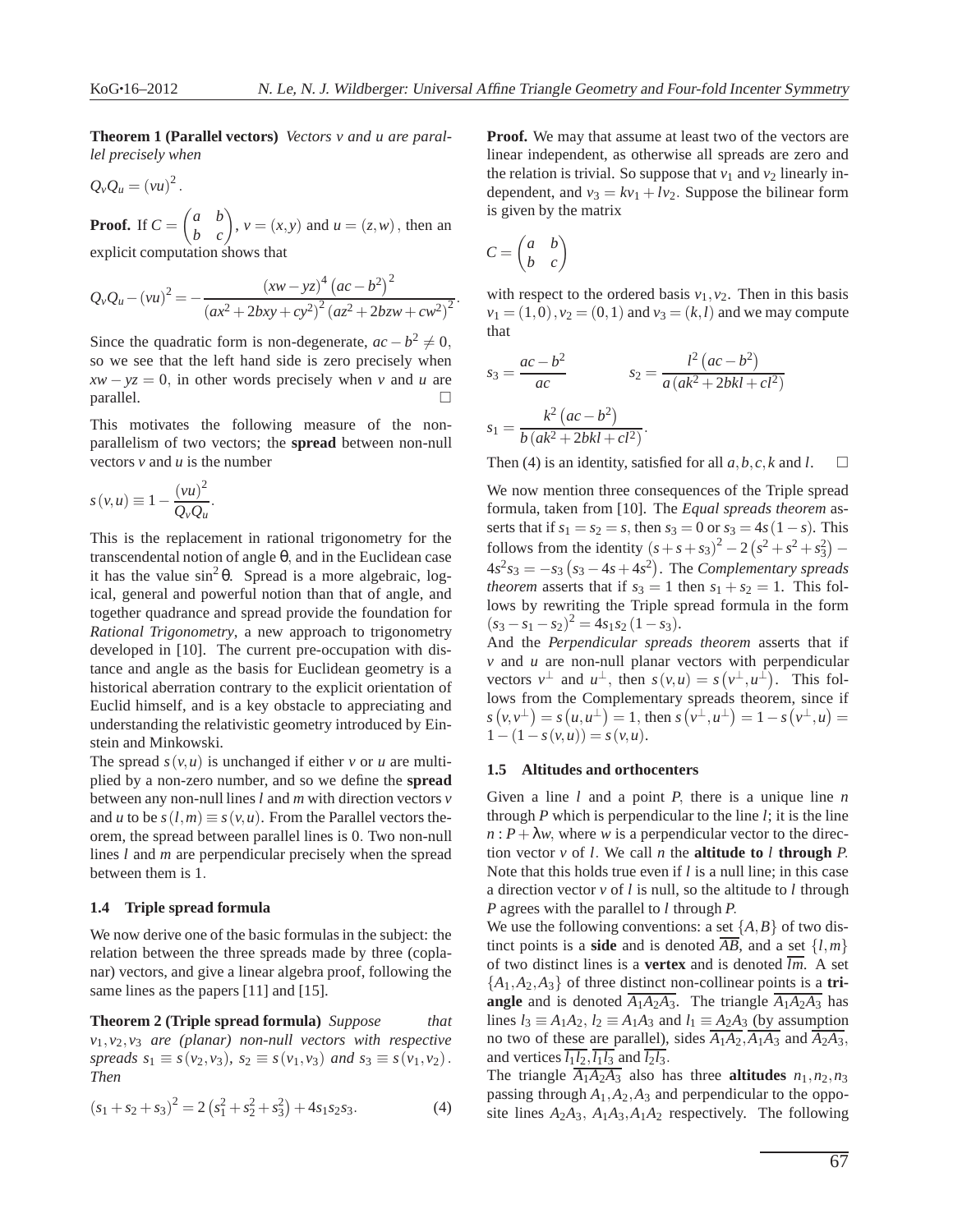**Theorem 1 (Parallel vectors)** *Vectors v and u are parallel precisely when*

$$Q_vQ_u = (vu)^2.$$

**Proof.** If $C = \begin{pmatrix} a & b \\ b & c \end{pmatrix}$, $v = (x,y)$ and $u = (z,w)$, then an explicit computation shows that

$$Q_vQ_u - (vu)^2 = -\frac{(xw-yz)^4\left(ac-b^2\right)^2}{\left(ax^2+2bxy+cy^2\right)^2\left(az^2+2bzw+cw^2\right)^2}.$$

Since the quadratic form is non-degenerate, $ac-b^2 \neq 0$, so we see that the left hand side is zero precisely when $xw - yz = 0$, in other words precisely when $v$ and $u$ are parallel. □

This motivates the following measure of the non-parallelism of two vectors; the **spread** between non-null vectors $v$ and $u$ is the number

$$s(v,u) \equiv 1 - \frac{(vu)^2}{Q_vQ_u}.$$

This is the replacement in rational trigonometry for the transcendental notion of angle $\theta$, and in the Euclidean case it has the value $\sin^2\theta$. Spread is a more algebraic, logical, general and powerful notion than that of angle, and together quadrance and spread provide the foundation for *Rational Trigonometry*, a new approach to trigonometry developed in [10]. The current pre-occupation with distance and angle as the basis for Euclidean geometry is a historical aberration contrary to the explicit orientation of Euclid himself, and is a key obstacle to appreciating and understanding the relativistic geometry introduced by Einstein and Minkowski.

The spread $s(v,u)$ is unchanged if either $v$ or $u$ are multiplied by a non-zero number, and so we define the **spread** between any non-null lines $l$ and $m$ with direction vectors $v$ and $u$ to be $s(l,m) \equiv s(v,u)$. From the Parallel vectors theorem, the spread between parallel lines is $0$. Two non-null lines $l$ and $m$ are perpendicular precisely when the spread between them is $1$.

### 1.4 Triple spread formula

We now derive one of the basic formulas in the subject: the relation between the three spreads made by three (coplanar) vectors, and give a linear algebra proof, following the same lines as the papers [11] and [15].

**Theorem 2 (Triple spread formula)** *Suppose that $v_1, v_2, v_3$ are (planar) non-null vectors with respective spreads $s_1 \equiv s(v_2,v_3)$, $s_2 \equiv s(v_1,v_3)$ and $s_3 \equiv s(v_1,v_2)$. Then*

$$(s_1+s_2+s_3)^2 = 2\left(s_1^2+s_2^2+s_3^2\right)+4s_1s_2s_3. \tag{4}$$

**Proof.** We may that assume at least two of the vectors are linear independent, as otherwise all spreads are zero and the relation is trivial. So suppose that $v_1$ and $v_2$ linearly independent, and $v_3 = kv_1 + lv_2$. Suppose the bilinear form is given by the matrix

$$C = \begin{pmatrix} a & b \\ b & c \end{pmatrix}$$

with respect to the ordered basis $v_1, v_2$. Then in this basis $v_1 = (1,0)$, $v_2 = (0,1)$ and $v_3 = (k,l)$ and we may compute that

$$s_3 = \frac{ac-b^2}{ac} \qquad s_2 = \frac{l^2\left(ac-b^2\right)}{a\left(ak^2+2bkl+cl^2\right)}$$

$$s_1 = \frac{k^2\left(ac-b^2\right)}{b\left(ak^2+2bkl+cl^2\right)}.$$

Then (4) is an identity, satisfied for all $a,b,c,k$ and $l$. □

We now mention three consequences of the Triple spread formula, taken from [10]. The *Equal spreads theorem* asserts that if $s_1 = s_2 = s$, then $s_3 = 0$ or $s_3 = 4s(1-s)$. This follows from the identity $(s+s+s_3)^2 - 2\left(s^2+s^2+s_3^2\right) - 4s^2s_3 = -s_3\left(s_3-4s+4s^2\right)$. The *Complementary spreads theorem* asserts that if $s_3 = 1$ then $s_1 + s_2 = 1$. This follows by rewriting the Triple spread formula in the form $(s_3-s_1-s_2)^2 = 4s_1s_2(1-s_3)$.

And the *Perpendicular spreads theorem* asserts that if $v$ and $u$ are non-null planar vectors with perpendicular vectors $v^\perp$ and $u^\perp$, then $s(v,u) = s\left(v^\perp,u^\perp\right)$. This follows from the Complementary spreads theorem, since if $s\left(v,v^\perp\right) = s\left(u,u^\perp\right) = 1$, then $s\left(v^\perp,u^\perp\right) = 1 - s\left(v^\perp,u\right) = 1-(1-s(v,u)) = s(v,u)$.

### 1.5 Altitudes and orthocenters

Given a line $l$ and a point $P$, there is a unique line $n$ through $P$ which is perpendicular to the line $l$; it is the line $n : P + \lambda w$, where $w$ is a perpendicular vector to the direction vector $v$ of $l$. We call $n$ the **altitude to $l$ through $P$**. Note that this holds true even if $l$ is a null line; in this case a direction vector $v$ of $l$ is null, so the altitude to $l$ through $P$ agrees with the parallel to $l$ through $P$.

We use the following conventions: a set $\{A,B\}$ of two distinct points is a **side** and is denoted $\overline{AB}$, and a set $\{l,m\}$ of two distinct lines is a **vertex** and is denoted $\overline{lm}$. A set $\{A_1,A_2,A_3\}$ of three distinct non-collinear points is a **triangle** and is denoted $\overline{A_1A_2A_3}$. The triangle $\overline{A_1A_2A_3}$ has lines $l_3 \equiv A_1A_2$, $l_2 \equiv A_1A_3$ and $l_1 \equiv A_2A_3$ (by assumption no two of these are parallel), sides $\overline{A_1A_2}, \overline{A_1A_3}$ and $\overline{A_2A_3}$, and vertices $\overline{l_1l_2}, \overline{l_1l_3}$ and $\overline{l_2l_3}$.

The triangle $\overline{A_1A_2A_3}$ also has three **altitudes** $n_1, n_2, n_3$ passing through $A_1, A_2, A_3$ and perpendicular to the opposite lines $A_2A_3$, $A_1A_3, A_1A_2$ respectively. The following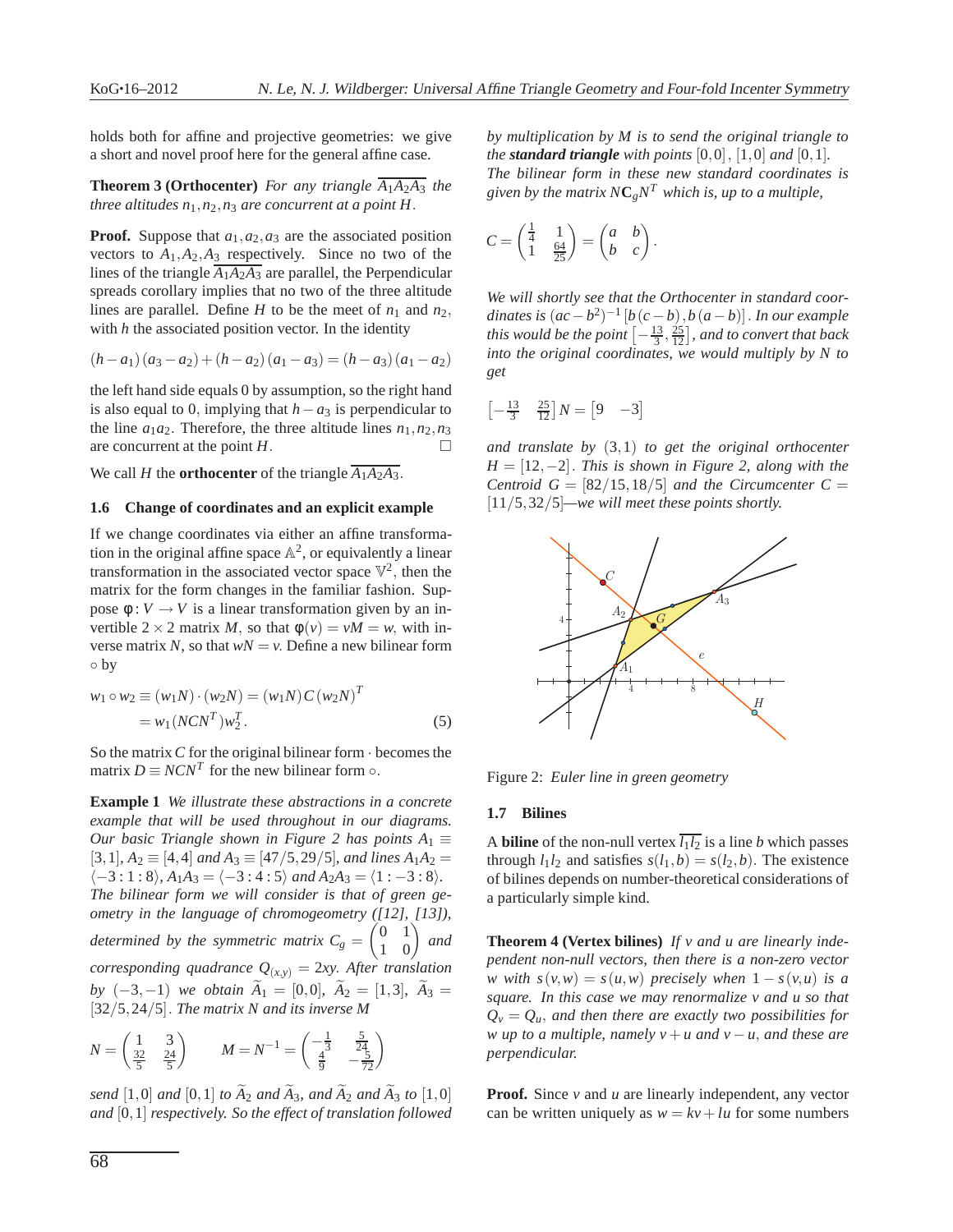holds both for affine and projective geometries: we give a short and novel proof here for the general affine case.

**Theorem 3 (Orthocenter)** *For any triangle $\overline{A_1A_2A_3}$ the three altitudes $n_1, n_2, n_3$ are concurrent at a point $H$.*

**Proof.** Suppose that $a_1, a_2, a_3$ are the associated position vectors to $A_1, A_2, A_3$ respectively. Since no two of the lines of the triangle $\overline{A_1A_2A_3}$ are parallel, the Perpendicular spreads corollary implies that no two of the three altitude lines are parallel. Define $H$ to be the meet of $n_1$ and $n_2$, with $h$ the associated position vector. In the identity

$$(h-a_1)(a_3-a_2)+(h-a_2)(a_1-a_3)=(h-a_3)(a_1-a_2)$$

the left hand side equals 0 by assumption, so the right hand is also equal to 0, implying that $h-a_3$ is perpendicular to the line $a_1a_2$. Therefore, the three altitude lines $n_1, n_2, n_3$ are concurrent at the point $H$. □

We call $H$ the **orthocenter** of the triangle $\overline{A_1A_2A_3}$.

### 1.6 Change of coordinates and an explicit example

If we change coordinates via either an affine transformation in the original affine space $\mathbb{A}^2$, or equivalently a linear transformation in the associated vector space $\mathbb{V}^2$, then the matrix for the form changes in the familiar fashion. Suppose $\phi : V \to V$ is a linear transformation given by an invertible $2\times 2$ matrix $M$, so that $\phi(v) = vM = w$, with inverse matrix $N$, so that $wN = v$. Define a new bilinear form $\circ$ by

$$\begin{aligned} w_1 \circ w_2 &\equiv (w_1N)\cdot(w_2N) = (w_1N)\,C\,(w_2N)^T \\ &= w_1(NCN^T)w_2^T. \end{aligned} \tag{5}$$

So the matrix $C$ for the original bilinear form $\cdot$ becomes the matrix $D \equiv NCN^T$ for the new bilinear form $\circ$.

**Example 1** *We illustrate these abstractions in a concrete example that will be used throughout in our diagrams. Our basic Triangle shown in Figure 2 has points $A_1 \equiv [3,1]$, $A_2 \equiv [4,4]$ and $A_3 \equiv [47/5, 29/5]$, and lines $A_1A_2 = \langle -3:1:8\rangle$, $A_1A_3 = \langle -3:4:5\rangle$ and $A_2A_3 = \langle 1:-3:8\rangle$. The bilinear form we will consider is that of green geometry in the language of chromogeometry ([12], [13]), determined by the symmetric matrix $C_g = \begin{pmatrix} 0 & 1 \\ 1 & 0\end{pmatrix}$ and corresponding quadrance $Q_{(x,y)} = 2xy$. After translation by $(-3,-1)$ we obtain $\widetilde{A}_1 = [0,0]$, $\widetilde{A}_2 = [1,3]$, $\widetilde{A}_3 = [32/5, 24/5]$. The matrix $N$ and its inverse $M$*

$$N = \begin{pmatrix} 1 & 3 \\ \frac{32}{5} & \frac{24}{5}\end{pmatrix} \qquad M = N^{-1} = \begin{pmatrix} -\frac{1}{3} & \frac{5}{24} \\ \frac{4}{9} & -\frac{5}{72}\end{pmatrix}$$

*send $[1,0]$ and $[0,1]$ to $\widetilde{A}_2$ and $\widetilde{A}_3$, and $\widetilde{A}_2$ and $\widetilde{A}_3$ to $[1,0]$ and $[0,1]$ respectively. So the effect of translation followed by multiplication by $M$ is to send the original triangle to the* ***standard triangle*** *with points $[0,0]$, $[1,0]$ and $[0,1]$. The bilinear form in these new standard coordinates is given by the matrix $N\mathbf{C}_gN^T$ which is, up to a multiple,*

$$C = \begin{pmatrix} \frac{1}{4} & 1 \\ 1 & \frac{64}{25}\end{pmatrix} = \begin{pmatrix} a & b \\ b & c\end{pmatrix}.$$

*We will shortly see that the Orthocenter in standard coordinates is $(ac-b^2)^{-1}\left[b(c-b), b(a-b)\right]$. In our example this would be the point $\left[-\frac{13}{3}, \frac{25}{12}\right]$, and to convert that back into the original coordinates, we would multiply by $N$ to get*

$$\begin{bmatrix} -\frac{13}{3} & \frac{25}{12}\end{bmatrix} N = \begin{bmatrix} 9 & -3 \end{bmatrix}$$

*and translate by $(3,1)$ to get the original orthocenter $H = [12,-2]$. This is shown in Figure 2, along with the Centroid $G = [82/15, 18/5]$ and the Circumcenter $C = [11/5, 32/5]$—we will meet these points shortly.*

Figure 2: *Euler line in green geometry*

### 1.7 Bilines

A **biline** of the non-null vertex $\overline{l_1l_2}$ is a line $b$ which passes through $l_1l_2$ and satisfies $s(l_1,b) = s(l_2,b)$. The existence of bilines depends on number-theoretical considerations of a particularly simple kind.

**Theorem 4 (Vertex bilines)** *If $v$ and $u$ are linearly independent non-null vectors, then there is a non-zero vector $w$ with $s(v,w) = s(u,w)$ precisely when $1 - s(v,u)$ is a square. In this case we may renormalize $v$ and $u$ so that $Q_v = Q_u$, and then there are exactly two possibilities for $w$ up to a multiple, namely $v+u$ and $v-u$, and these are perpendicular.*

**Proof.** Since $v$ and $u$ are linearly independent, any vector can be written uniquely as $w = kv + lu$ for some numbers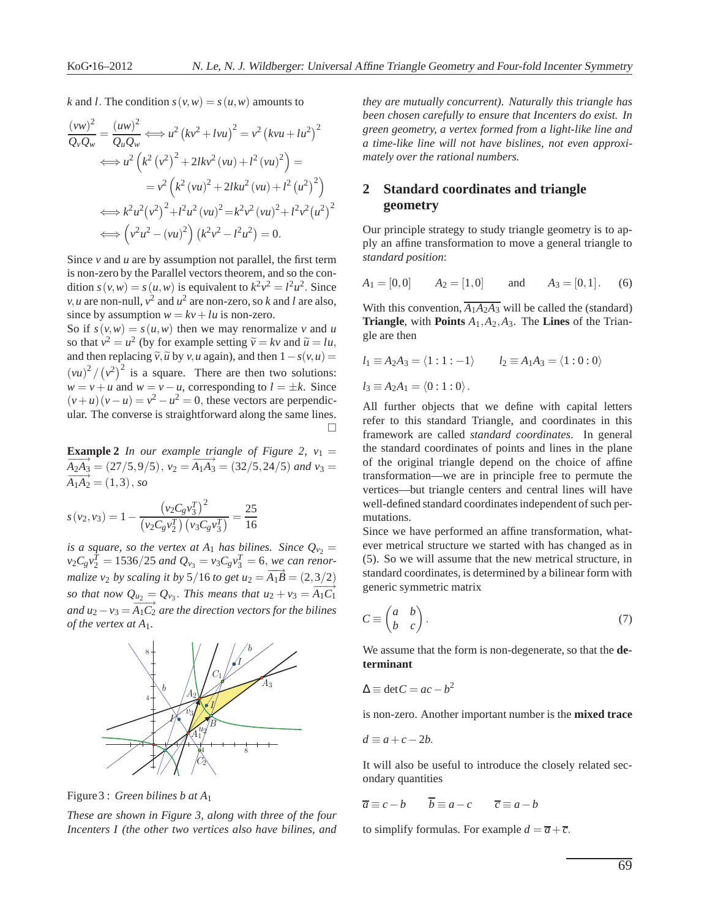$k$ and $l$. The condition $s(v,w) = s(u,w)$ amounts to

$$\frac{(vw)^2}{Q_v Q_w} = \frac{(uw)^2}{Q_u Q_w} \Longleftrightarrow u^2\left(kv^2 + lvu\right)^2 = v^2\left(kvu + lu^2\right)^2$$

$$\Longleftrightarrow u^2\left(k^2\left(v^2\right)^2 + 2lkv^2(vu) + l^2(vu)^2\right) =$$

$$= v^2\left(k^2(vu)^2 + 2lku^2(vu) + l^2\left(u^2\right)^2\right)$$

$$\Longleftrightarrow k^2u^2\left(v^2\right)^2 + l^2u^2(vu)^2 = k^2v^2(vu)^2 + l^2v^2\left(u^2\right)^2$$

$$\Longleftrightarrow \left(v^2u^2 - (vu)^2\right)\left(k^2v^2 - l^2u^2\right) = 0.$$

Since $v$ and $u$ are by assumption not parallel, the first term is non-zero by the Parallel vectors theorem, and so the condition $s(v,w) = s(u,w)$ is equivalent to $k^2v^2 = l^2u^2$. Since $v,u$ are non-null, $v^2$ and $u^2$ are non-zero, so $k$ and $l$ are also, since by assumption $w = kv + lu$ is non-zero.

So if $s(v,w) = s(u,w)$ then we may renormalize $v$ and $u$ so that $v^2 = u^2$ (by for example setting $\widetilde{v} = kv$ and $\widetilde{u} = lu$, and then replacing $\widetilde{v},\widetilde{u}$ by $v,u$ again), and then $1 - s(v,u) = (vu)^2/\left(v^2\right)^2$ is a square. There are then two solutions: $w = v + u$ and $w = v - u$, corresponding to $l = \pm k$. Since $(v+u)(v-u) = v^2 - u^2 = 0$, these vectors are perpendicular. The converse is straightforward along the same lines. □

**Example 2** *In our example triangle of Figure 2, $v_1 = \overrightarrow{A_2A_3} = (27/5, 9/5)$, $v_2 = \overrightarrow{A_1A_3} = (32/5, 24/5)$ and $v_3 = \overrightarrow{A_1A_2} = (1,3)$, so*

$$s(v_2,v_3) = 1 - \frac{\left(v_2C_gv_3^T\right)^2}{\left(v_2C_gv_2^T\right)\left(v_3C_gv_3^T\right)} = \frac{25}{16}$$

*is a square, so the vertex at $A_1$ has bilines. Since $Q_{v_2} = v_2C_gv_2^T = 1536/25$ and $Q_{v_3} = v_3C_gv_3^T = 6$, we can renormalize $v_2$ by scaling it by $5/16$ to get $u_2 = \overrightarrow{A_1B} = (2, 3/2)$ so that now $Q_{u_2} = Q_{v_3}$. This means that $u_2 + v_3 = \overrightarrow{A_1C_1}$ and $u_2 - v_3 = \overrightarrow{A_1C_2}$ are the direction vectors for the bilines of the vertex at $A_1$.*

Figure 3 : *Green bilines $b$ at $A_1$*

*These are shown in Figure 3, along with three of the four Incenters $I$ (the other two vertices also have bilines, and they are mutually concurrent). Naturally this triangle has been chosen carefully to ensure that Incenters do exist. In green geometry, a vertex formed from a light-like line and a time-like line will not have bislines, not even approximately over the rational numbers.*

## 2 Standard coordinates and triangle geometry

Our principle strategy to study triangle geometry is to apply an affine transformation to move a general triangle to *standard position*:

$$A_1 = [0,0] \qquad A_2 = [1,0] \qquad \text{and} \qquad A_3 = [0,1]. \qquad (6)$$

With this convention, $\overline{A_1A_2A_3}$ will be called the (standard) **Triangle**, with **Points** $A_1, A_2, A_3$. The **Lines** of the Triangle are then

$$l_1 \equiv A_2A_3 = \langle 1:1:-1\rangle \qquad l_2 \equiv A_1A_3 = \langle 1:0:0\rangle$$

$$l_3 \equiv A_2A_1 = \langle 0:1:0\rangle.$$

All further objects that we define with capital letters refer to this standard Triangle, and coordinates in this framework are called *standard coordinates*. In general the standard coordinates of points and lines in the plane of the original triangle depend on the choice of affine transformation—we are in principle free to permute the vertices—but triangle centers and central lines will have well-defined standard coordinates independent of such permutations.

Since we have performed an affine transformation, whatever metrical structure we started with has changed as in (5). So we will assume that the new metrical structure, in standard coordinates, is determined by a bilinear form with generic symmetric matrix

$$C \equiv \begin{pmatrix} a & b \\ b & c \end{pmatrix}. \qquad (7)$$

We assume that the form is non-degenerate, so that the **determinant**

$$\Delta \equiv \det C = ac - b^2$$

is non-zero. Another important number is the **mixed trace**

$$d \equiv a + c - 2b.$$

It will also be useful to introduce the closely related secondary quantities

$$\overline{a} \equiv c - b \qquad \overline{b} \equiv a - c \qquad \overline{c} \equiv a - b$$

to simplify formulas. For example $d = \overline{a} + \overline{c}$.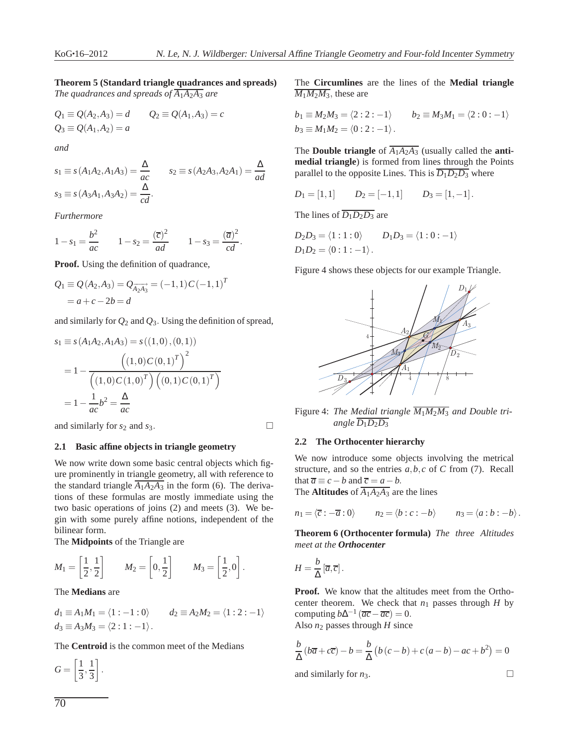**Theorem 5 (Standard triangle quadrances and spreads)** *The quadrances and spreads of $\overline{A_1A_2A_3}$ are*

$$Q_1 \equiv Q(A_2,A_3) = d \qquad Q_2 \equiv Q(A_1,A_3) = c$$
$$Q_3 \equiv Q(A_1,A_2) = a$$

*and*

$$s_1 \equiv s(A_1A_2, A_1A_3) = \frac{\Delta}{ac} \qquad s_2 \equiv s(A_2A_3, A_2A_1) = \frac{\Delta}{ad}$$
$$s_3 \equiv s(A_3A_1, A_3A_2) = \frac{\Delta}{cd}.$$

*Furthermore*

$$1 - s_1 = \frac{b^2}{ac} \qquad 1 - s_2 = \frac{(\overline{c})^2}{ad} \qquad 1 - s_3 = \frac{(\overline{a})^2}{cd}.$$

**Proof.** Using the definition of quadrance,

$$Q_1 \equiv Q(A_2,A_3) = Q_{\overrightarrow{A_2A_3}} = (-1,1)C(-1,1)^T$$
$$= a + c - 2b = d$$

and similarly for $Q_2$ and $Q_3$. Using the definition of spread,

$$s_1 \equiv s(A_1A_2, A_1A_3) = s((1,0),(0,1))$$
$$= 1 - \frac{\left((1,0)C(0,1)^T\right)^2}{\left((1,0)C(1,0)^T\right)\left((0,1)C(0,1)^T\right)}$$
$$= 1 - \frac{1}{ac}b^2 = \frac{\Delta}{ac}$$

and similarly for $s_2$ and $s_3$. □

### 2.1 Basic affine objects in triangle geometry

We now write down some basic central objects which figure prominently in triangle geometry, all with reference to the standard triangle $\overline{A_1A_2A_3}$ in the form (6). The derivations of these formulas are mostly immediate using the two basic operations of joins (2) and meets (3). We begin with some purely affine notions, independent of the bilinear form.

The **Midpoints** of the Triangle are

$$M_1 = \left[\frac{1}{2}, \frac{1}{2}\right] \qquad M_2 = \left[0, \frac{1}{2}\right] \qquad M_3 = \left[\frac{1}{2}, 0\right].$$

The **Medians** are

$$d_1 \equiv A_1M_1 = \langle 1 : -1 : 0 \rangle \qquad d_2 \equiv A_2M_2 = \langle 1 : 2 : -1 \rangle$$
$$d_3 \equiv A_3M_3 = \langle 2 : 1 : -1 \rangle.$$

The **Centroid** is the common meet of the Medians

$$G = \left[\frac{1}{3}, \frac{1}{3}\right].$$

The **Circumlines** are the lines of the **Medial triangle** $\overline{M_1M_2M_3}$, these are

$$b_1 \equiv M_2M_3 = \langle 2 : 2 : -1 \rangle \qquad b_2 \equiv M_3M_1 = \langle 2 : 0 : -1 \rangle$$
$$b_3 \equiv M_1M_2 = \langle 0 : 2 : -1 \rangle.$$

The **Double triangle** of $\overline{A_1A_2A_3}$ (usually called the **anti-medial triangle**) is formed from lines through the Points parallel to the opposite Lines. This is $\overline{D_1D_2D_3}$ where

$$D_1 = [1,1] \qquad D_2 = [-1,1] \qquad D_3 = [1,-1].$$

The lines of $\overline{D_1D_2D_3}$ are

$$D_2D_3 = \langle 1 : 1 : 0 \rangle \qquad D_1D_3 = \langle 1 : 0 : -1 \rangle$$
$$D_1D_2 = \langle 0 : 1 : -1 \rangle.$$

Figure 4 shows these objects for our example Triangle.

Figure 4: *The Medial triangle $\overline{M_1M_2M_3}$ and Double triangle $\overline{D_1D_2D_3}$*

### 2.2 The Orthocenter hierarchy

We now introduce some objects involving the metrical structure, and so the entries $a,b,c$ of $C$ from (7). Recall that $\overline{a} \equiv c - b$ and $\overline{c} = a - b$.

The **Altitudes** of $\overline{A_1A_2A_3}$ are the lines

$$n_1 = \langle \overline{c} : -\overline{a} : 0 \rangle \qquad n_2 = \langle b : c : -b \rangle \qquad n_3 = \langle a : b : -b \rangle.$$

**Theorem 6 (Orthocenter formula)** *The three Altitudes meet at the **Orthocenter***

$$H = \frac{b}{\Delta}[\overline{a}, \overline{c}].$$

**Proof.** We know that the altitudes meet from the Orthocenter theorem. We check that $n_1$ passes through $H$ by computing $b\Delta^{-1}(\overline{a}\overline{c} - \overline{a}\overline{c}) = 0$.

Also $n_2$ passes through $H$ since

$$\frac{b}{\Delta}(b\overline{a} + c\overline{c}) - b = \frac{b}{\Delta}\left(b(c-b) + c(a-b) - ac + b^2\right) = 0$$

and similarly for $n_3$. □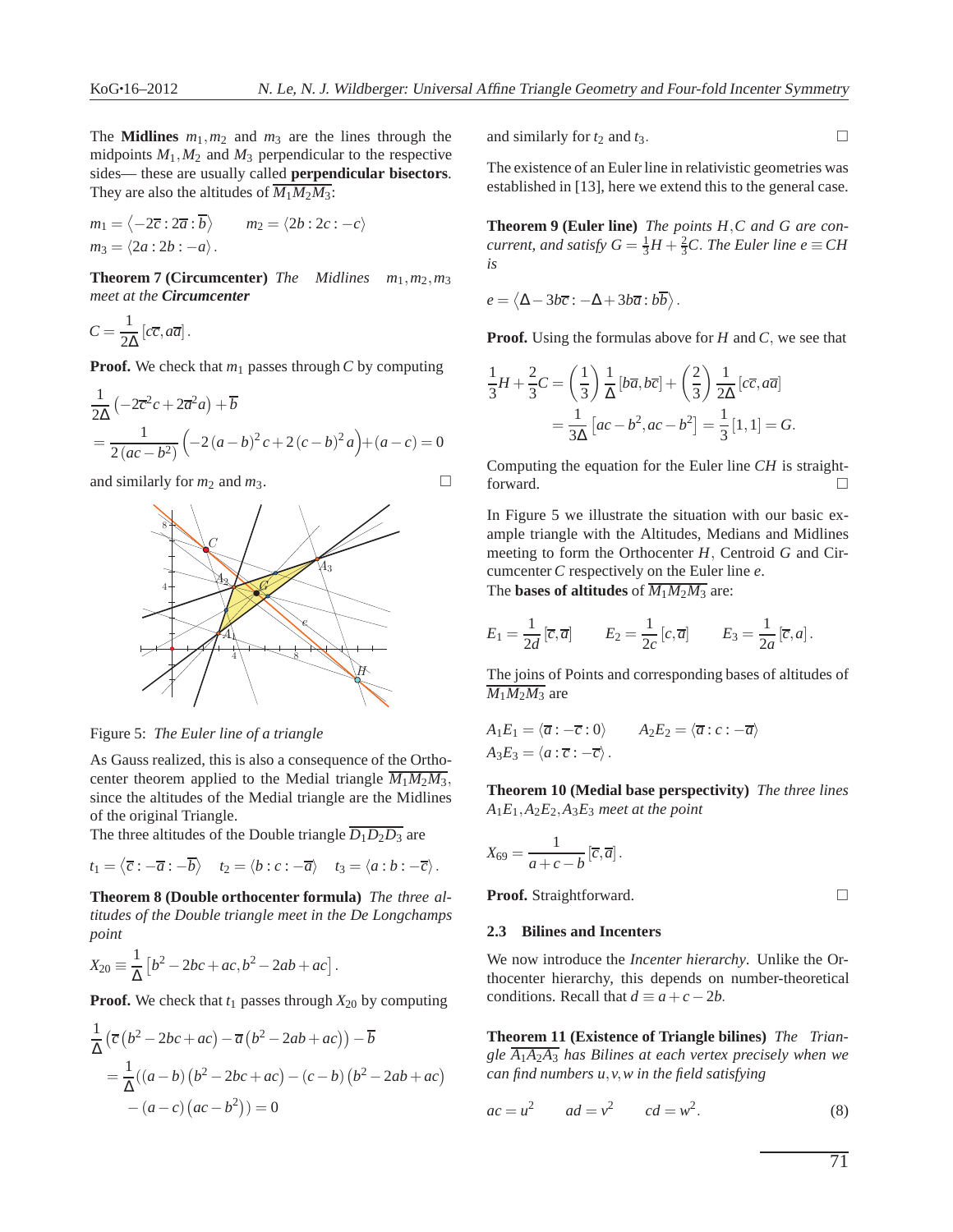The **Midlines** $m_1, m_2$ and $m_3$ are the lines through the midpoints $M_1, M_2$ and $M_3$ perpendicular to the respective sides— these are usually called **perpendicular bisectors**. They are also the altitudes of $\overline{M_1M_2M_3}$:

$$m_1 = \langle -2\overline{c} : 2\overline{a} : \overline{b} \rangle \qquad m_2 = \langle 2b : 2c : -c \rangle$$
$$m_3 = \langle 2a : 2b : -a \rangle.$$

**Theorem 7 (Circumcenter)** *The Midlines $m_1, m_2, m_3$ meet at the* ***Circumcenter***

$$C = \frac{1}{2\Delta}\left[c\overline{c}, a\overline{a}\right].$$

**Proof.** We check that $m_1$ passes through $C$ by computing

$$\frac{1}{2\Delta}\left(-2\overline{c}^2 c + 2\overline{a}^2 a\right) + \overline{b}$$
$$= \frac{1}{2\left(ac - b^2\right)}\left(-2\left(a-b\right)^2 c + 2\left(c-b\right)^2 a\right) + \left(a-c\right) = 0$$

and similarly for $m_2$ and $m_3$. □

Figure 5: *The Euler line of a triangle*

As Gauss realized, this is also a consequence of the Orthocenter theorem applied to the Medial triangle $\overline{M_1M_2M_3}$, since the altitudes of the Medial triangle are the Midlines of the original Triangle.

The three altitudes of the Double triangle $\overline{D_1D_2D_3}$ are

$$t_1 = \langle \overline{c} : -\overline{a} : -\overline{b} \rangle \qquad t_2 = \langle b : c : -\overline{a} \rangle \qquad t_3 = \langle a : b : -\overline{c} \rangle.$$

**Theorem 8 (Double orthocenter formula)** *The three altitudes of the Double triangle meet in the De Longchamps point*

$$X_{20} \equiv \frac{1}{\Delta}\left[b^2 - 2bc + ac, b^2 - 2ab + ac\right].$$

**Proof.** We check that $t_1$ passes through $X_{20}$ by computing

$$\frac{1}{\Delta}\left(\overline{c}\left(b^2 - 2bc + ac\right) - \overline{a}\left(b^2 - 2ab + ac\right)\right) - \overline{b}$$
$$= \frac{1}{\Delta}\left(\left(a-b\right)\left(b^2 - 2bc + ac\right) - \left(c-b\right)\left(b^2 - 2ab + ac\right)\right.$$
$$\left. - \left(a-c\right)\left(ac - b^2\right)\right) = 0$$

and similarly for $t_2$ and $t_3$. □

The existence of an Euler line in relativistic geometries was established in [13], here we extend this to the general case.

**Theorem 9 (Euler line)** *The points $H, C$ and $G$ are concurrent, and satisfy $G = \frac{1}{3}H + \frac{2}{3}C$. The Euler line $e \equiv CH$ is*

$$e = \langle \Delta - 3b\overline{c} : -\Delta + 3b\overline{a} : b\overline{b} \rangle.$$

**Proof.** Using the formulas above for $H$ and $C$, we see that

$$\frac{1}{3}H + \frac{2}{3}C = \left(\frac{1}{3}\right)\frac{1}{\Delta}\left[b\overline{a}, b\overline{c}\right] + \left(\frac{2}{3}\right)\frac{1}{2\Delta}\left[c\overline{c}, a\overline{a}\right]$$
$$= \frac{1}{3\Delta}\left[ac - b^2, ac - b^2\right] = \frac{1}{3}\left[1,1\right] = G.$$

Computing the equation for the Euler line $CH$ is straightforward. □

In Figure 5 we illustrate the situation with our basic example triangle with the Altitudes, Medians and Midlines meeting to form the Orthocenter $H$, Centroid $G$ and Circumcenter $C$ respectively on the Euler line $e$.

The **bases of altitudes** of $\overline{M_1M_2M_3}$ are:

$$E_1 = \frac{1}{2d}\left[\overline{c}, \overline{a}\right] \qquad E_2 = \frac{1}{2c}\left[c, \overline{a}\right] \qquad E_3 = \frac{1}{2a}\left[\overline{c}, a\right].$$

The joins of Points and corresponding bases of altitudes of $\overline{M_1M_2M_3}$ are

$$A_1E_1 = \langle \overline{a} : -\overline{c} : 0 \rangle \qquad A_2E_2 = \langle \overline{a} : c : -\overline{a} \rangle$$
$$A_3E_3 = \langle a : \overline{c} : -\overline{c} \rangle.$$

**Theorem 10 (Medial base perspectivity)** *The three lines $A_1E_1, A_2E_2, A_3E_3$ meet at the point*

$$X_{69} = \frac{1}{a + c - b}\left[\overline{c}, \overline{a}\right].$$

**Proof.** Straightforward. □

### 2.3 Bilines and Incenters

We now introduce the *Incenter hierarchy*. Unlike the Orthocenter hierarchy, this depends on number-theoretical conditions. Recall that $d \equiv a + c - 2b$.

**Theorem 11 (Existence of Triangle bilines)** *The Triangle $\overline{A_1A_2A_3}$ has Bilines at each vertex precisely when we can find numbers $u, v, w$ in the field satisfying*

$$ac = u^2 \qquad ad = v^2 \qquad cd = w^2. \tag{8}$$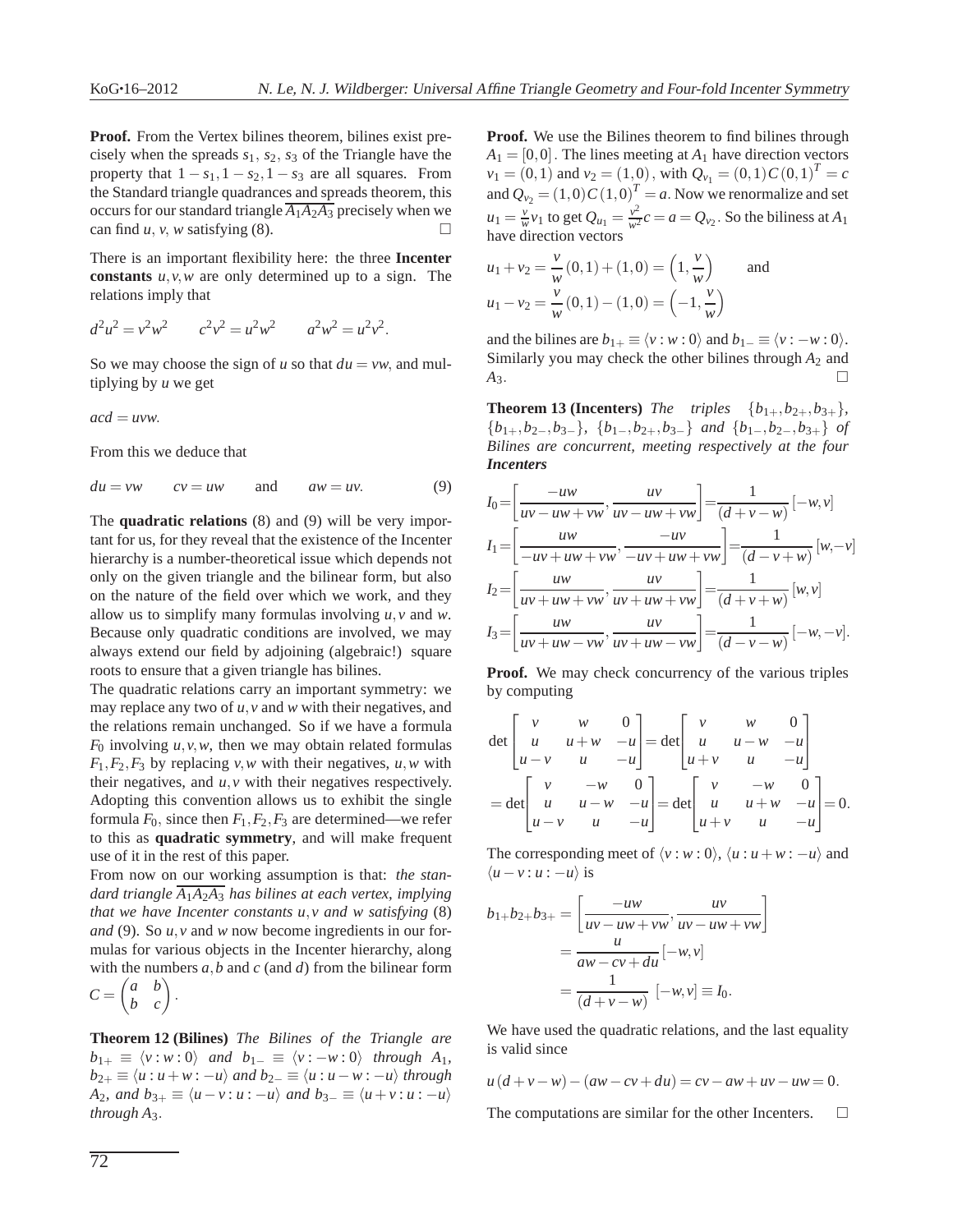**Proof.** From the Vertex bilines theorem, bilines exist precisely when the spreads $s_1$, $s_2$, $s_3$ of the Triangle have the property that $1-s_1, 1-s_2, 1-s_3$ are all squares. From the Standard triangle quadrances and spreads theorem, this occurs for our standard triangle $\overline{A_1A_2A_3}$ precisely when we can find $u$, $v$, $w$ satisfying (8). $\square$

There is an important flexibility here: the three **Incenter constants** $u,v,w$ are only determined up to a sign. The relations imply that

$$d^2u^2 = v^2w^2 \qquad c^2v^2 = u^2w^2 \qquad a^2w^2 = u^2v^2.$$

So we may choose the sign of $u$ so that $du = vw$, and multiplying by $u$ we get

$$acd = uvw.$$

From this we deduce that

$$du = vw \qquad cv = uw \qquad \text{and} \qquad aw = uv. \tag{9}$$

The **quadratic relations** (8) and (9) will be very important for us, for they reveal that the existence of the Incenter hierarchy is a number-theoretical issue which depends not only on the given triangle and the bilinear form, but also on the nature of the field over which we work, and they allow us to simplify many formulas involving $u,v$ and $w$. Because only quadratic conditions are involved, we may always extend our field by adjoining (algebraic!) square roots to ensure that a given triangle has bilines.

The quadratic relations carry an important symmetry: we may replace any two of $u,v$ and $w$ with their negatives, and the relations remain unchanged. So if we have a formula $F_0$ involving $u,v,w$, then we may obtain related formulas $F_1,F_2,F_3$ by replacing $v,w$ with their negatives, $u,w$ with their negatives, and $u,v$ with their negatives respectively. Adopting this convention allows us to exhibit the single formula $F_0$, since then $F_1,F_2,F_3$ are determined—we refer to this as **quadratic symmetry**, and will make frequent use of it in the rest of this paper.

From now on our working assumption is that: *the standard triangle $\overline{A_1A_2A_3}$ has bilines at each vertex, implying that we have Incenter constants $u,v$ and $w$ satisfying* (8) *and* (9). So $u,v$ and $w$ now become ingredients in our formulas for various objects in the Incenter hierarchy, along with the numbers $a,b$ and $c$ (and $d$) from the bilinear form $C = \begin{pmatrix} a & b \\ b & c \end{pmatrix}$.

**Theorem 12 (Bilines)** *The Bilines of the Triangle are $b_{1+} \equiv \langle v : w : 0\rangle$ and $b_{1-} \equiv \langle v : -w : 0\rangle$ through $A_1$, $b_{2+} \equiv \langle u : u+w : -u\rangle$ and $b_{2-} \equiv \langle u : u-w : -u\rangle$ through $A_2$, and $b_{3+} \equiv \langle u-v : u : -u\rangle$ and $b_{3-} \equiv \langle u+v : u : -u\rangle$ through $A_3$.*

**Proof.** We use the Bilines theorem to find bilines through $A_1 = [0,0]$. The lines meeting at $A_1$ have direction vectors $v_1 = (0,1)$ and $v_2 = (1,0)$, with $Q_{v_1} = (0,1)C(0,1)^T = c$ and $Q_{v_2} = (1,0)C(1,0)^T = a$. Now we renormalize and set $u_1 = \frac{v}{w}v_1$ to get $Q_{u_1} = \frac{v^2}{w^2}c = a = Q_{v_2}$. So the biliness at $A_1$ have direction vectors

$$u_1 + v_2 = \frac{v}{w}(0,1) + (1,0) = \left(1, \frac{v}{w}\right) \qquad \text{and}$$
$$u_1 - v_2 = \frac{v}{w}(0,1) - (1,0) = \left(-1, \frac{v}{w}\right)$$

and the bilines are $b_{1+} \equiv \langle v : w : 0\rangle$ and $b_{1-} \equiv \langle v : -w : 0\rangle$. Similarly you may check the other bilines through $A_2$ and $A_3$. $\square$

**Theorem 13 (Incenters)** *The triples $\{b_{1+}, b_{2+}, b_{3+}\}$, $\{b_{1+}, b_{2-}, b_{3-}\}$, $\{b_{1-}, b_{2+}, b_{3-}\}$ and $\{b_{1-}, b_{2-}, b_{3+}\}$ of Bilines are concurrent, meeting respectively at the four* ***Incenters***

$$I_0 = \left[\frac{-uw}{uv-uw+vw}, \frac{uv}{uv-uw+vw}\right] = \frac{1}{(d+v-w)}[-w,v]$$
$$I_1 = \left[\frac{uw}{-uv+uw+vw}, \frac{-uv}{-uv+uw+vw}\right] = \frac{1}{(d-v+w)}[w,-v]$$
$$I_2 = \left[\frac{uw}{uv+uw+vw}, \frac{uv}{uv+uw+vw}\right] = \frac{1}{(d+v+w)}[w,v]$$
$$I_3 = \left[\frac{uw}{uv+uw-vw}, \frac{uv}{uv+uw-vw}\right] = \frac{1}{(d-v-w)}[-w,-v].$$

**Proof.** We may check concurrency of the various triples by computing

$$\det\begin{bmatrix} v & w & 0 \\ u & u+w & -u \\ u-v & u & -u \end{bmatrix} = \det\begin{bmatrix} v & w & 0 \\ u & u-w & -u \\ u+v & u & -u \end{bmatrix}$$
$$= \det\begin{bmatrix} v & -w & 0 \\ u & u-w & -u \\ u-v & u & -u \end{bmatrix} = \det\begin{bmatrix} v & -w & 0 \\ u & u+w & -u \\ u+v & u & -u \end{bmatrix} = 0.$$

The corresponding meet of $\langle v : w : 0\rangle$, $\langle u : u+w : -u\rangle$ and $\langle u-v : u : -u\rangle$ is

$$b_{1+}b_{2+}b_{3+} = \left[\frac{-uw}{uv-uw+vw}, \frac{uv}{uv-uw+vw}\right]$$
$$= \frac{u}{aw-cv+du}[-w,v]$$
$$= \frac{1}{(d+v-w)}[-w,v] \equiv I_0.$$

We have used the quadratic relations, and the last equality is valid since

$$u(d+v-w) - (aw-cv+du) = cv - aw + uv - uw = 0.$$

The computations are similar for the other Incenters. $\square$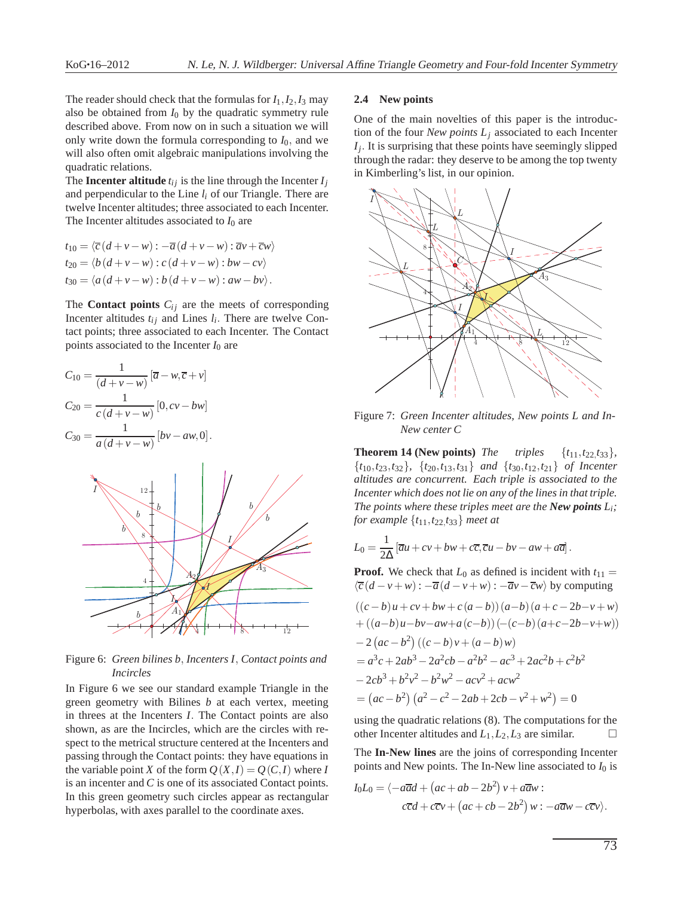The reader should check that the formulas for $I_1, I_2, I_3$ may also be obtained from $I_0$ by the quadratic symmetry rule described above. From now on in such a situation we will only write down the formula corresponding to $I_0$, and we will also often omit algebraic manipulations involving the quadratic relations.

The **Incenter altitude** $t_{ij}$ is the line through the Incenter $I_j$ and perpendicular to the Line $l_i$ of our Triangle. There are twelve Incenter altitudes; three associated to each Incenter. The Incenter altitudes associated to $I_0$ are

$$t_{10} = \langle \overline{c}(d+v-w) : -\overline{a}(d+v-w) : \overline{a}v + \overline{c}w \rangle$$
$$t_{20} = \langle b(d+v-w) : c(d+v-w) : bw - cv \rangle$$
$$t_{30} = \langle a(d+v-w) : b(d+v-w) : aw - bv \rangle.$$

The **Contact points** $C_{ij}$ are the meets of corresponding Incenter altitudes $t_{ij}$ and Lines $l_i$. There are twelve Contact points; three associated to each Incenter. The Contact points associated to the Incenter $I_0$ are

$$C_{10} = \frac{1}{(d+v-w)}[\overline{a} - w, \overline{c} + v]$$
$$C_{20} = \frac{1}{c(d+v-w)}[0, cv - bw]$$
$$C_{30} = \frac{1}{a(d+v-w)}[bv - aw, 0].$$

Figure 6: *Green bilines b, Incenters I, Contact points and Incircles*

In Figure 6 we see our standard example Triangle in the green geometry with Bilines $b$ at each vertex, meeting in threes at the Incenters $I$. The Contact points are also shown, as are the Incircles, which are the circles with respect to the metrical structure centered at the Incenters and passing through the Contact points: they have equations in the variable point $X$ of the form $Q(X,I) = Q(C,I)$ where $I$ is an incenter and $C$ is one of its associated Contact points. In this green geometry such circles appear as rectangular hyperbolas, with axes parallel to the coordinate axes.

### 2.4 New points

One of the main novelties of this paper is the introduction of the four *New points* $L_j$ associated to each Incenter $I_j$. It is surprising that these points have seemingly slipped through the radar: they deserve to be among the top twenty in Kimberling's list, in our opinion.

Figure 7: *Green Incenter altitudes, New points L and In-New center C*

**Theorem 14 (New points)** *The triples* $\{t_{11}, t_{22}, t_{33}\}$, $\{t_{10}, t_{23}, t_{32}\}$, $\{t_{20}, t_{13}, t_{31}\}$ *and* $\{t_{30}, t_{12}, t_{21}\}$ *of Incenter altitudes are concurrent. Each triple is associated to the Incenter which does not lie on any of the lines in that triple. The points where these triples meet are the* **New points** $L_i$*; for example* $\{t_{11}, t_{22}, t_{33}\}$ *meet at*

$$L_0 = \frac{1}{2\Delta}[\overline{a}u + cv + bw + c\overline{c}, \overline{c}u - bv - aw + a\overline{a}].$$

**Proof.** We check that $L_0$ as defined is incident with $t_{11} = \langle \overline{c}(d-v+w) : -\overline{a}(d-v+w) : -\overline{a}v - \overline{c}w \rangle$ by computing

$$\begin{aligned}
&((c-b)u + cv + bw + c(a-b))(a-b)(a+c-2b-v+w) \\
&+ ((a-b)u - bv - aw + a(c-b))(-(c-b)(a+c-2b-v+w)) \\
&- 2(ac-b^2)((c-b)v + (a-b)w) \\
&= a^3c + 2ab^3 - 2a^2cb - a^2b^2 - ac^3 + 2ac^2b + c^2b^2 \\
&- 2cb^3 + b^2v^2 - b^2w^2 - acv^2 + acw^2 \\
&= (ac-b^2)(a^2 - c^2 - 2ab + 2cb - v^2 + w^2) = 0
\end{aligned}$$

using the quadratic relations (8). The computations for the other Incenter altitudes and $L_1, L_2, L_3$ are similar. $\square$

The **In-New lines** are the joins of corresponding Incenter points and New points. The In-New line associated to $I_0$ is

$$I_0L_0 = \langle -a\overline{a}d + (ac + ab - 2b^2)v + a\overline{a}w : c\overline{c}d + c\overline{c}v + (ac + cb - 2b^2)w : -a\overline{a}w - c\overline{c}v \rangle.$$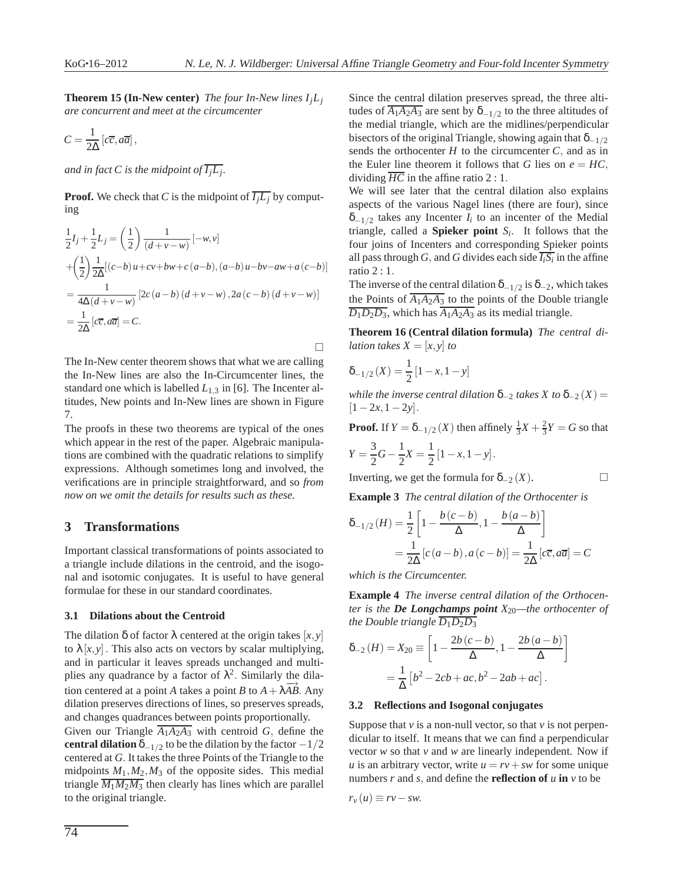**Theorem 15 (In-New center)** *The four In-New lines $I_jL_j$ are concurrent and meet at the circumcenter*

$$C = \frac{1}{2\Delta}\left[c\overline{c}, a\overline{a}\right],$$

*and in fact $C$ is the midpoint of $\overline{I_jL_j}$.*

**Proof.** We check that $C$ is the midpoint of $\overline{I_jL_j}$ by computing

$$\begin{aligned}
&\frac{1}{2}I_j + \frac{1}{2}L_j = \left(\frac{1}{2}\right)\frac{1}{(d+v-w)}\left[-w, v\right] \\
&+\left(\frac{1}{2}\right)\frac{1}{2\Delta}\left[(c-b)u+cv+bw+c(a-b), (a-b)u-bv-aw+a(c-b)\right] \\
&= \frac{1}{4\Delta(d+v-w)}\left[2c(a-b)(d+v-w), 2a(c-b)(d+v-w)\right] \\
&= \frac{1}{2\Delta}\left[c\overline{c}, a\overline{a}\right] = C.
\end{aligned}$$

□

The In-New center theorem shows that what we are calling the In-New lines are also the In-Circumcenter lines, the standard one which is labelled $L_{1,3}$ in [6]. The Incenter altitudes, New points and In-New lines are shown in Figure 7.

The proofs in these two theorems are typical of the ones which appear in the rest of the paper. Algebraic manipulations are combined with the quadratic relations to simplify expressions. Although sometimes long and involved, the verifications are in principle straightforward, and so *from now on we omit the details for results such as these.*

## 3 Transformations

Important classical transformations of points associated to a triangle include dilations in the centroid, and the isogonal and isotomic conjugates. It is useful to have general formulae for these in our standard coordinates.

### 3.1 Dilations about the Centroid

The dilation $\delta$ of factor $\lambda$ centered at the origin takes $[x,y]$ to $\lambda[x,y]$. This also acts on vectors by scalar multiplying, and in particular it leaves spreads unchanged and multiplies any quadrance by a factor of $\lambda^2$. Similarly the dilation centered at a point $A$ takes a point $B$ to $A+\lambda\overrightarrow{AB}$. Any dilation preserves directions of lines, so preserves spreads, and changes quadrances between points proportionally.

Given our Triangle $\overline{A_1A_2A_3}$ with centroid $G$, define the **central dilation** $\delta_{-1/2}$ to be the dilation by the factor $-1/2$ centered at $G$. It takes the three Points of the Triangle to the midpoints $M_1, M_2, M_3$ of the opposite sides. This medial triangle $\overline{M_1M_2M_3}$ then clearly has lines which are parallel to the original triangle.

Since the central dilation preserves spread, the three altitudes of $\overline{A_1A_2A_3}$ are sent by $\delta_{-1/2}$ to the three altitudes of the medial triangle, which are the midlines/perpendicular bisectors of the original Triangle, showing again that $\delta_{-1/2}$ sends the orthocenter $H$ to the circumcenter $C$, and as in the Euler line theorem it follows that $G$ lies on $e = HC$, dividing $\overline{HC}$ in the affine ratio $2:1$.

We will see later that the central dilation also explains aspects of the various Nagel lines (there are four), since $\delta_{-1/2}$ takes any Incenter $I_i$ to an incenter of the Medial triangle, called a **Spieker point** $S_i$. It follows that the four joins of Incenters and corresponding Spieker points all pass through $G$, and $G$ divides each side $\overline{I_iS_i}$ in the affine ratio $2:1$.

The inverse of the central dilation $\delta_{-1/2}$ is $\delta_{-2}$, which takes the Points of $\overline{A_1A_2A_3}$ to the points of the Double triangle $\overline{D_1D_2D_3}$, which has $\overline{A_1A_2A_3}$ as its medial triangle.

**Theorem 16 (Central dilation formula)** *The central dilation takes $X = [x,y]$ to*

$$\delta_{-1/2}(X) = \frac{1}{2}\left[1-x, 1-y\right]$$

*while the inverse central dilation $\delta_{-2}$ takes $X$ to $\delta_{-2}(X) = [1-2x, 1-2y]$.*

**Proof.** If $Y = \delta_{-1/2}(X)$ then affinely $\frac{1}{3}X + \frac{2}{3}Y = G$ so that

$$Y = \frac{3}{2}G - \frac{1}{2}X = \frac{1}{2}\left[1-x, 1-y\right].$$

Inverting, we get the formula for $\delta_{-2}(X)$. □

**Example 3** *The central dilation of the Orthocenter is*

$$\begin{aligned}
\delta_{-1/2}(H) &= \frac{1}{2}\left[1-\frac{b(c-b)}{\Delta}, 1-\frac{b(a-b)}{\Delta}\right] \\
&= \frac{1}{2\Delta}\left[c(a-b), a(c-b)\right] = \frac{1}{2\Delta}\left[c\overline{c}, a\overline{a}\right] = C
\end{aligned}$$

*which is the Circumcenter.*

**Example 4** *The inverse central dilation of the Orthocenter is the **De Longchamps point** $X_{20}$—the orthocenter of the Double triangle $\overline{D_1D_2D_3}$*

$$\begin{aligned}
\delta_{-2}(H) = X_{20} &\equiv \left[1-\frac{2b(c-b)}{\Delta}, 1-\frac{2b(a-b)}{\Delta}\right] \\
&= \frac{1}{\Delta}\left[b^2-2cb+ac, b^2-2ab+ac\right].
\end{aligned}$$

### 3.2 Reflections and Isogonal conjugates

Suppose that $v$ is a non-null vector, so that $v$ is not perpendicular to itself. It means that we can find a perpendicular vector $w$ so that $v$ and $w$ are linearly independent. Now if $u$ is an arbitrary vector, write $u = rv + sw$ for some unique numbers $r$ and $s$, and define the **reflection of $u$ in $v$** to be

$$r_v(u) \equiv rv - sw.$$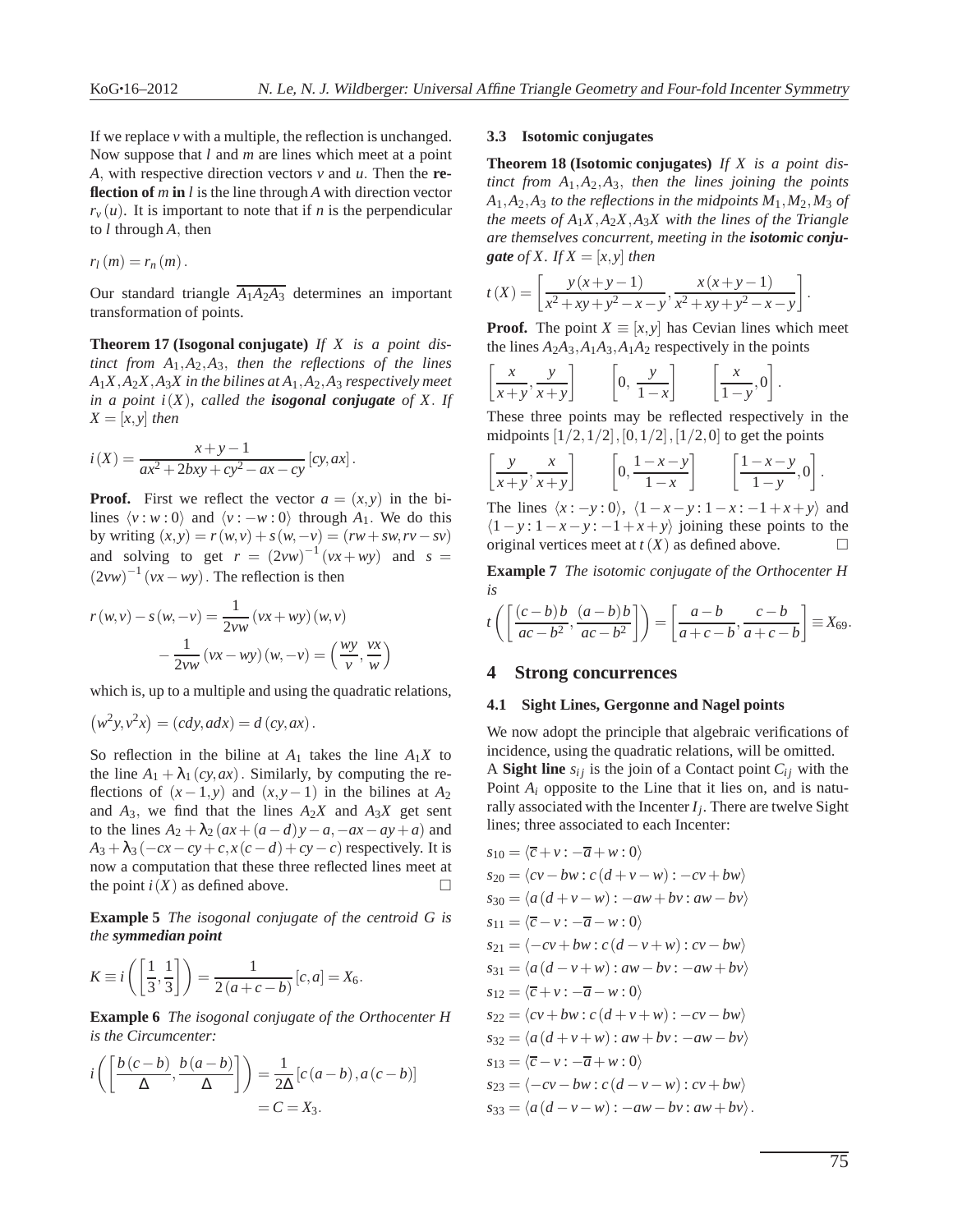If we replace $v$ with a multiple, the reflection is unchanged. Now suppose that $l$ and $m$ are lines which meet at a point $A$, with respective direction vectors $v$ and $u$. Then the **reflection of** $m$ **in** $l$ is the line through $A$ with direction vector $r_v(u)$. It is important to note that if $n$ is the perpendicular to $l$ through $A$, then

$$r_l(m) = r_n(m).$$

Our standard triangle $\overline{A_1A_2A_3}$ determines an important transformation of points.

**Theorem 17 (Isogonal conjugate)** *If $X$ is a point distinct from $A_1, A_2, A_3$, then the reflections of the lines $A_1X, A_2X, A_3X$ in the bilines at $A_1, A_2, A_3$ respectively meet in a point $i(X)$, called the* ***isogonal conjugate*** *of $X$. If $X = [x,y]$ then*

$$i(X) = \frac{x+y-1}{ax^2+2bxy+cy^2-ax-cy}[cy, ax].$$

**Proof.** First we reflect the vector $a = (x,y)$ in the bilines $\langle v : w : 0\rangle$ and $\langle v : -w : 0\rangle$ through $A_1$. We do this by writing $(x,y) = r(w,v) + s(w,-v) = (rw+sw, rv-sv)$ and solving to get $r = (2vw)^{-1}(vx+wy)$ and $s = (2vw)^{-1}(vx-wy)$. The reflection is then

$$r(w,v) - s(w,-v) = \frac{1}{2vw}(vx+wy)(w,v) - \frac{1}{2vw}(vx-wy)(w,-v) = \left(\frac{wy}{v}, \frac{vx}{w}\right)$$

which is, up to a multiple and using the quadratic relations,

$$\left(w^2y, v^2x\right) = (cdy, adx) = d(cy, ax).$$

So reflection in the biline at $A_1$ takes the line $A_1X$ to the line $A_1 + \lambda_1(cy, ax)$. Similarly, by computing the reflections of $(x-1,y)$ and $(x,y-1)$ in the bilines at $A_2$ and $A_3$, we find that the lines $A_2X$ and $A_3X$ get sent to the lines $A_2 + \lambda_2(ax+(a-d)y-a, -ax-ay+a)$ and $A_3 + \lambda_3(-cx-cy+c, x(c-d)+cy-c)$ respectively. It is now a computation that these three reflected lines meet at the point $i(X)$ as defined above. $\square$

**Example 5** *The isogonal conjugate of the centroid $G$ is the* ***symmedian point***

$$K \equiv i\left(\left[\frac{1}{3}, \frac{1}{3}\right]\right) = \frac{1}{2(a+c-b)}[c,a] = X_6.$$

**Example 6** *The isogonal conjugate of the Orthocenter $H$ is the Circumcenter:*

$$i\left(\left[\frac{b(c-b)}{\Delta}, \frac{b(a-b)}{\Delta}\right]\right) = \frac{1}{2\Delta}[c(a-b), a(c-b)] = C = X_3.$$

### 3.3 Isotomic conjugates

**Theorem 18 (Isotomic conjugates)** *If $X$ is a point distinct from $A_1, A_2, A_3$, then the lines joining the points $A_1, A_2, A_3$ to the reflections in the midpoints $M_1, M_2, M_3$ of the meets of $A_1X, A_2X, A_3X$ with the lines of the Triangle are themselves concurrent, meeting in the* ***isotomic conjugate*** *of $X$. If $X = [x,y]$ then*

$$t(X) = \left[\frac{y(x+y-1)}{x^2+xy+y^2-x-y}, \frac{x(x+y-1)}{x^2+xy+y^2-x-y}\right].$$

**Proof.** The point $X \equiv [x,y]$ has Cevian lines which meet the lines $A_2A_3, A_1A_3, A_1A_2$ respectively in the points

$$\left[\frac{x}{x+y}, \frac{y}{x+y}\right] \qquad \left[0, \frac{y}{1-x}\right] \qquad \left[\frac{x}{1-y}, 0\right].$$

These three points may be reflected respectively in the midpoints $[1/2, 1/2], [0, 1/2], [1/2, 0]$ to get the points

$$\left[\frac{y}{x+y}, \frac{x}{x+y}\right] \qquad \left[0, \frac{1-x-y}{1-x}\right] \qquad \left[\frac{1-x-y}{1-y}, 0\right].$$

The lines $\langle x : -y : 0\rangle$, $\langle 1-x-y : 1-x : -1+x+y\rangle$ and $\langle 1-y : 1-x-y : -1+x+y\rangle$ joining these points to the original vertices meet at $t(X)$ as defined above. $\square$

**Example 7** *The isotomic conjugate of the Orthocenter $H$ is*

$$t\left(\left[\frac{(c-b)b}{ac-b^2}, \frac{(a-b)b}{ac-b^2}\right]\right) = \left[\frac{a-b}{a+c-b}, \frac{c-b}{a+c-b}\right] \equiv X_{69}.$$

## 4 Strong concurrences

### 4.1 Sight Lines, Gergonne and Nagel points

We now adopt the principle that algebraic verifications of incidence, using the quadratic relations, will be omitted.

A **Sight line** $s_{ij}$ is the join of a Contact point $C_{ij}$ with the Point $A_i$ opposite to the Line that it lies on, and is naturally associated with the Incenter $I_j$. There are twelve Sight lines; three associated to each Incenter:

$$\begin{aligned}
s_{10} &= \langle \overline{c}+v : -\overline{a}+w : 0\rangle \\
s_{20} &= \langle cv-bw : c(d+v-w) : -cv+bw\rangle \\
s_{30} &= \langle a(d+v-w) : -aw+bv : aw-bv\rangle \\
s_{11} &= \langle \overline{c}-v : -\overline{a}-w : 0\rangle \\
s_{21} &= \langle -cv+bw : c(d-v+w) : cv-bw\rangle \\
s_{31} &= \langle a(d-v+w) : aw-bv : -aw+bv\rangle \\
s_{12} &= \langle \overline{c}+v : -\overline{a}-w : 0\rangle \\
s_{22} &= \langle cv+bw : c(d+v+w) : -cv-bw\rangle \\
s_{32} &= \langle a(d+v+w) : aw+bv : -aw-bv\rangle \\
s_{13} &= \langle \overline{c}-v : -\overline{a}+w : 0\rangle \\
s_{23} &= \langle -cv-bw : c(d-v-w) : cv+bw\rangle \\
s_{33} &= \langle a(d-v-w) : -aw-bv : aw+bv\rangle.
\end{aligned}$$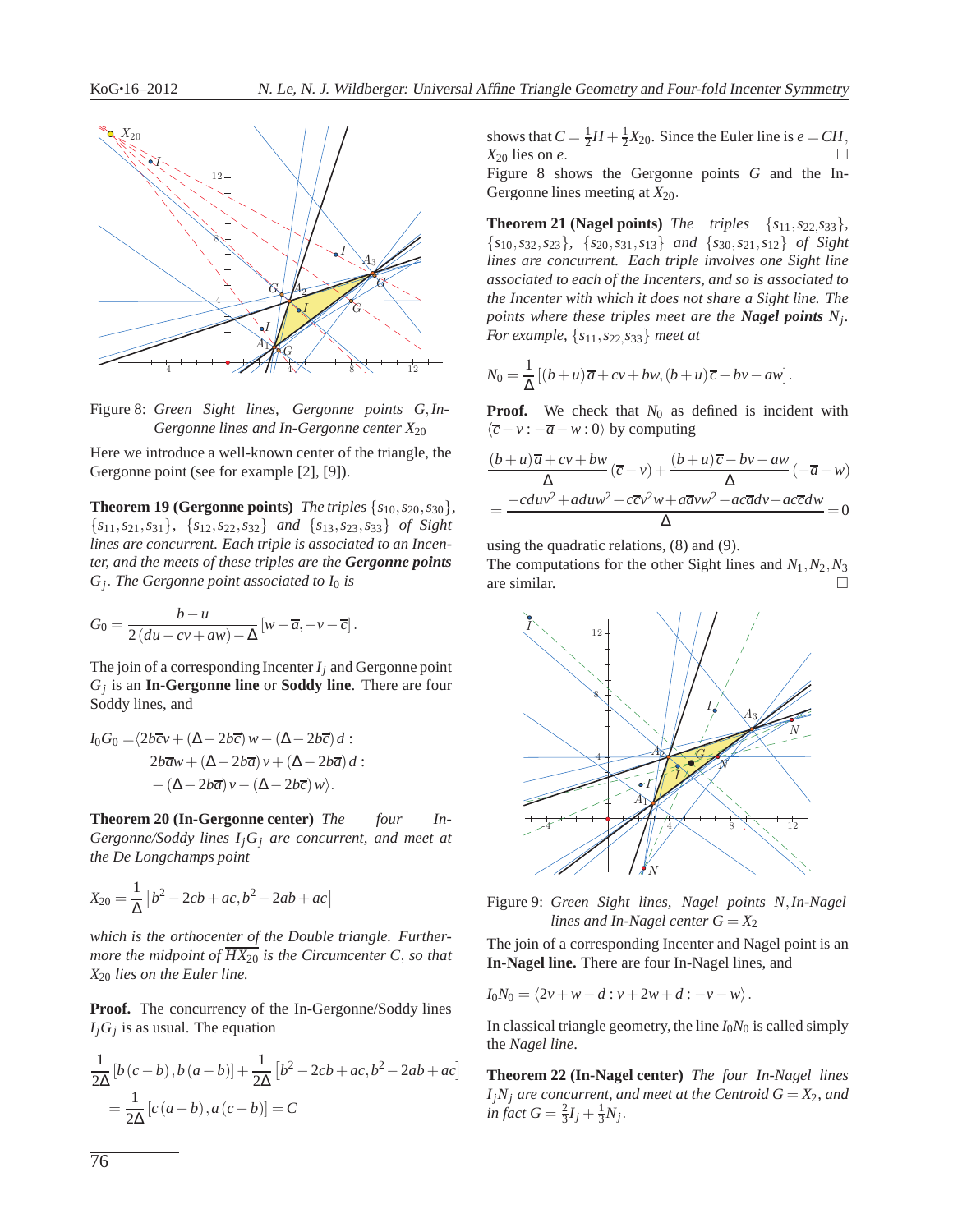Figure 8: *Green Sight lines, Gergonne points $G$, In-Gergonne lines and In-Gergonne center $X_{20}$*

Here we introduce a well-known center of the triangle, the Gergonne point (see for example [2], [9]).

**Theorem 19 (Gergonne points)** *The triples $\{s_{10}, s_{20}, s_{30}\}$, $\{s_{11}, s_{21}, s_{31}\}$, $\{s_{12}, s_{22}, s_{32}\}$ and $\{s_{13}, s_{23}, s_{33}\}$ of Sight lines are concurrent. Each triple is associated to an Incenter, and the meets of these triples are the **Gergonne points** $G_j$. The Gergonne point associated to $I_0$ is*

$$G_0 = \frac{b-u}{2(du-cv+aw)-\Delta}\left[w-\overline{a}, -v-\overline{c}\right].$$

The join of a corresponding Incenter $I_j$ and Gergonne point $G_j$ is an **In-Gergonne line** or **Soddy line**. There are four Soddy lines, and

$$\begin{aligned} I_0G_0 = & \langle 2b\overline{c}v + (\Delta - 2b\overline{c})w - (\Delta - 2b\overline{c})d : \\ & 2b\overline{a}w + (\Delta - 2b\overline{a})v + (\Delta - 2b\overline{a})d : \\ & -(\Delta - 2b\overline{a})v - (\Delta - 2b\overline{c})w\rangle. \end{aligned}$$

**Theorem 20 (In-Gergonne center)** *The four In-Gergonne/Soddy lines $I_jG_j$ are concurrent, and meet at the De Longchamps point*

$$X_{20} = \frac{1}{\Delta}\left[b^2 - 2cb + ac, b^2 - 2ab + ac\right]$$

*which is the orthocenter of the Double triangle. Furthermore the midpoint of $\overline{HX_{20}}$ is the Circumcenter $C$, so that $X_{20}$ lies on the Euler line.*

**Proof.** The concurrency of the In-Gergonne/Soddy lines $I_jG_j$ is as usual. The equation

$$\frac{1}{2\Delta}\left[b(c-b), b(a-b)\right] + \frac{1}{2\Delta}\left[b^2 - 2cb + ac, b^2 - 2ab + ac\right] = \frac{1}{2\Delta}\left[c(a-b), a(c-b)\right] = C$$

shows that $C = \frac{1}{2}H + \frac{1}{2}X_{20}$. Since the Euler line is $e = CH$, $X_{20}$ lies on $e$. □

Figure 8 shows the Gergonne points $G$ and the In-Gergonne lines meeting at $X_{20}$.

**Theorem 21 (Nagel points)** *The triples $\{s_{11}, s_{22}, s_{33}\}$, $\{s_{10}, s_{32}, s_{23}\}$, $\{s_{20}, s_{31}, s_{13}\}$ and $\{s_{30}, s_{21}, s_{12}\}$ of Sight lines are concurrent. Each triple involves one Sight line associated to each of the Incenters, and so is associated to the Incenter with which it does not share a Sight line. The points where these triples meet are the **Nagel points** $N_j$. For example, $\{s_{11}, s_{22}, s_{33}\}$ meet at*

$$N_0 = \frac{1}{\Delta}\left[(b+u)\overline{a} + cv + bw, (b+u)\overline{c} - bv - aw\right].$$

**Proof.** We check that $N_0$ as defined is incident with $\langle \overline{c} - v : -\overline{a} - w : 0\rangle$ by computing

$$\frac{(b+u)\overline{a} + cv + bw}{\Delta}(\overline{c} - v) + \frac{(b+u)\overline{c} - bv - aw}{\Delta}(-\overline{a} - w) = \frac{-cduv^2 + aduw^2 + c\overline{c}v^2w + a\overline{a}vw^2 - ac\overline{a}dv - ac\overline{c}dw}{\Delta} = 0$$

using the quadratic relations, (8) and (9).

The computations for the other Sight lines and $N_1, N_2, N_3$ are similar. □

Figure 9: *Green Sight lines, Nagel points $N$, In-Nagel lines and In-Nagel center $G = X_2$*

The join of a corresponding Incenter and Nagel point is an **In-Nagel line.** There are four In-Nagel lines, and

$$I_0N_0 = \langle 2v + w - d : v + 2w + d : -v - w\rangle.$$

In classical triangle geometry, the line $I_0N_0$ is called simply the *Nagel line*.

**Theorem 22 (In-Nagel center)** *The four In-Nagel lines $I_jN_j$ are concurrent, and meet at the Centroid $G = X_2$, and in fact $G = \frac{2}{3}I_j + \frac{1}{3}N_j$.*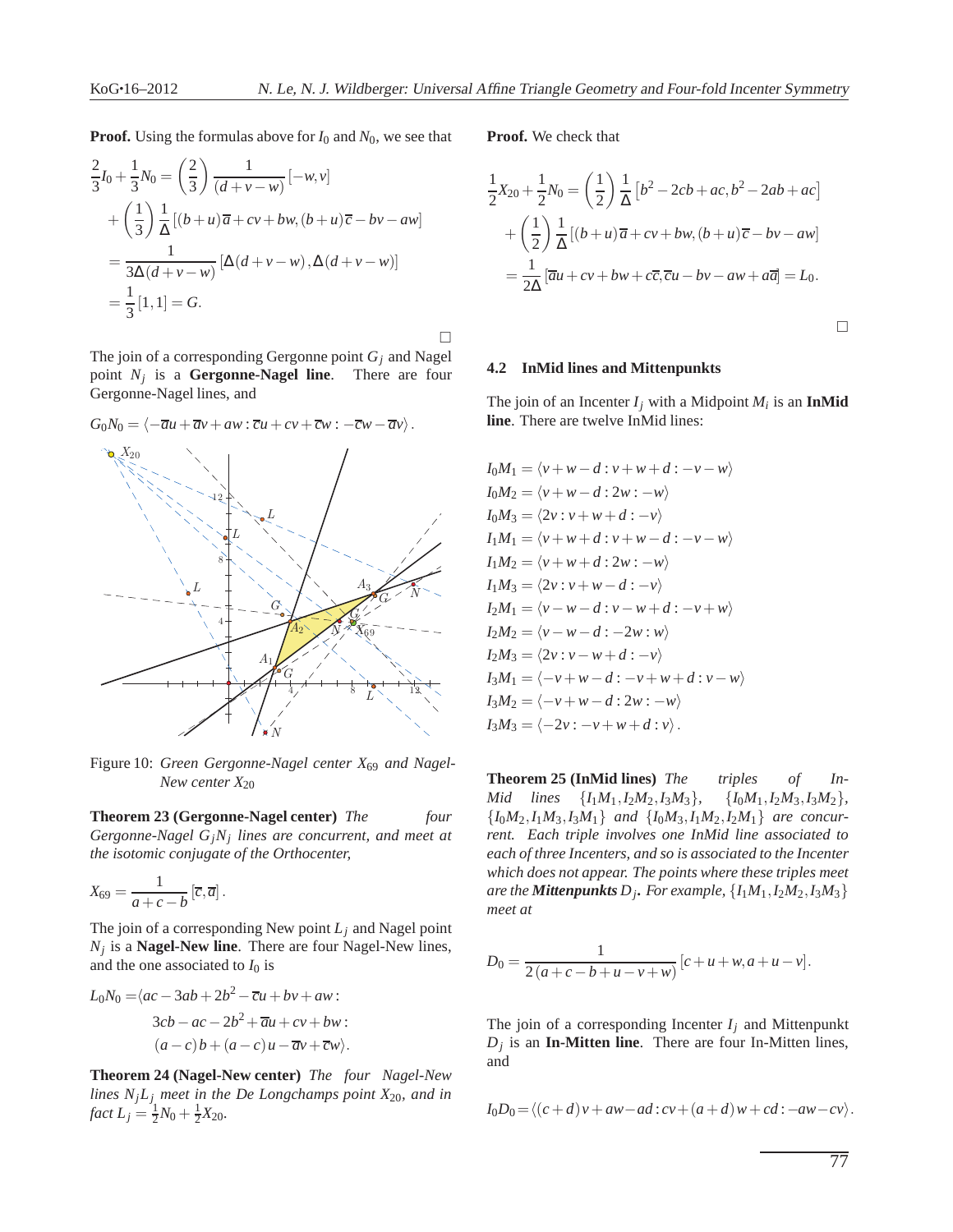**Proof.** Using the formulas above for $I_0$ and $N_0$, we see that

$$\frac{2}{3}I_0 + \frac{1}{3}N_0 = \left(\frac{2}{3}\right)\frac{1}{(d+v-w)}[-w,v]$$
$$+\left(\frac{1}{3}\right)\frac{1}{\Delta}[(b+u)\overline{a}+cv+bw,(b+u)\overline{c}-bv-aw]$$
$$=\frac{1}{3\Delta(d+v-w)}[\Delta(d+v-w),\Delta(d+v-w)]$$
$$=\frac{1}{3}[1,1]=G.$$

□

The join of a corresponding Gergonne point $G_j$ and Nagel point $N_j$ is a **Gergonne-Nagel line**. There are four Gergonne-Nagel lines, and

$$G_0N_0 = \langle -\overline{a}u+\overline{a}v+aw : \overline{c}u+cv+\overline{c}w : -\overline{c}w-\overline{a}v\rangle.$$

Figure 10: *Green Gergonne-Nagel center $X_{69}$ and Nagel-New center $X_{20}$*

**Theorem 23 (Gergonne-Nagel center)** *The four Gergonne-Nagel $G_jN_j$ lines are concurrent, and meet at the isotomic conjugate of the Orthocenter,*

$$X_{69}=\frac{1}{a+c-b}[\overline{c},\overline{a}].$$

The join of a corresponding New point $L_j$ and Nagel point $N_j$ is a **Nagel-New line**. There are four Nagel-New lines, and the one associated to $I_0$ is

$$L_0N_0 = \langle ac-3ab+2b^2-\overline{c}u+bv+aw :$$
$$3cb-ac-2b^2+\overline{a}u+cv+bw :$$
$$(a-c)b+(a-c)u-\overline{a}v+\overline{c}w\rangle.$$

**Theorem 24 (Nagel-New center)** *The four Nagel-New lines $N_jL_j$ meet in the De Longchamps point $X_{20}$, and in fact $L_j=\frac{1}{2}N_0+\frac{1}{2}X_{20}$.*

**Proof.** We check that

$$\frac{1}{2}X_{20}+\frac{1}{2}N_0 = \left(\frac{1}{2}\right)\frac{1}{\Delta}\left[b^2-2cb+ac,b^2-2ab+ac\right]$$
$$+\left(\frac{1}{2}\right)\frac{1}{\Delta}[(b+u)\overline{a}+cv+bw,(b+u)\overline{c}-bv-aw]$$
$$=\frac{1}{2\Delta}[\overline{a}u+cv+bw+c\overline{c},\overline{c}u-bv-aw+a\overline{a}]=L_0.$$

□

### 4.2 InMid lines and Mittenpunkts

The join of an Incenter $I_j$ with a Midpoint $M_i$ is an **InMid line**. There are twelve InMid lines:

$$I_0M_1 = \langle v+w-d : v+w+d : -v-w\rangle$$
$$I_0M_2 = \langle v+w-d : 2w : -w\rangle$$
$$I_0M_3 = \langle 2v : v+w+d : -v\rangle$$
$$I_1M_1 = \langle v+w+d : v+w-d : -v-w\rangle$$
$$I_1M_2 = \langle v+w+d : 2w : -w\rangle$$
$$I_1M_3 = \langle 2v : v+w-d : -v\rangle$$
$$I_2M_1 = \langle v-w-d : v-w+d : -v+w\rangle$$
$$I_2M_2 = \langle v-w-d : -2w : w\rangle$$
$$I_2M_3 = \langle 2v : v-w+d : -v\rangle$$
$$I_3M_1 = \langle -v+w-d : -v+w+d : v-w\rangle$$
$$I_3M_2 = \langle -v+w-d : 2w : -w\rangle$$
$$I_3M_3 = \langle -2v : -v+w+d : v\rangle.$$

**Theorem 25 (InMid lines)** *The triples of InMid lines $\{I_1M_1,I_2M_3,I_3M_3\}$, $\{I_0M_1,I_2M_3,I_3M_2\}$, $\{I_0M_2,I_1M_3,I_3M_1\}$ and $\{I_0M_3,I_1M_2,I_2M_1\}$ are concurrent. Each triple involves one InMid line associated to each of three Incenters, and so is associated to the Incenter which does not appear. The points where these triples meet are the **Mittenpunkts** $D_j$. For example, $\{I_1M_1,I_2M_2,I_3M_3\}$ meet at*

$$D_0=\frac{1}{2(a+c-b+u-v+w)}[c+u+w,a+u-v].$$

The join of a corresponding Incenter $I_j$ and Mittenpunkt $D_j$ is an **In-Mitten line**. There are four In-Mitten lines, and

$$I_0D_0=\langle (c+d)v+aw-ad : cv+(a+d)w+cd : -aw-cv\rangle.$$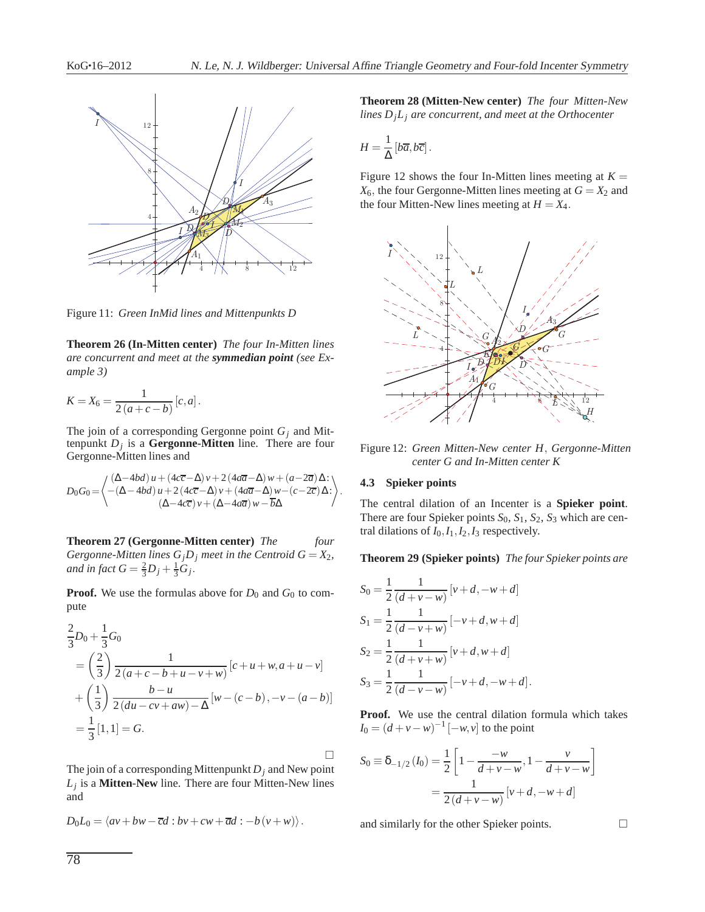Figure 11: *Green InMid lines and Mittenpunkts D*

**Theorem 26 (In-Mitten center)** *The four In-Mitten lines are concurrent and meet at the* ***symmedian point*** *(see Example 3)*

$$K = X_6 = \frac{1}{2(a+c-b)}[c,a].$$

The join of a corresponding Gergonne point $G_j$ and Mittenpunkt $D_j$ is a **Gergonne-Mitten** line. There are four Gergonne-Mitten lines and

$$D_0G_0 = \left\langle \begin{matrix} (\Delta - 4bd)u + (4c\overline{c} - \Delta)v + 2(4a\overline{a} - \Delta)w + (a - 2\overline{a})\Delta : \\ -(\Delta - 4bd)u + 2(4c\overline{c} - \Delta)v + (4a\overline{a} - \Delta)w - (c - 2\overline{c})\Delta : \\ (\Delta - 4c\overline{c})v + (\Delta - 4a\overline{a})w - \overline{b}\Delta \end{matrix} \right\rangle.$$

**Theorem 27 (Gergonne-Mitten center)** *The four Gergonne-Mitten lines $G_jD_j$ meet in the Centroid $G = X_2$, and in fact $G = \frac{2}{3}D_j + \frac{1}{3}G_j$.*

**Proof.** We use the formulas above for $D_0$ and $G_0$ to compute

$$\begin{aligned}
&\frac{2}{3}D_0 + \frac{1}{3}G_0 \\
&= \left(\frac{2}{3}\right)\frac{1}{2(a+c-b+u-v+w)}[c+u+w, a+u-v] \\
&+ \left(\frac{1}{3}\right)\frac{b-u}{2(du-cv+aw)-\Delta}[w-(c-b), -v-(a-b)] \\
&= \frac{1}{3}[1,1] = G.
\end{aligned}$$

□

The join of a corresponding Mittenpunkt $D_j$ and New point $L_j$ is a **Mitten-New** line. There are four Mitten-New lines and

$$D_0L_0 = \langle av + bw - \overline{c}d : bv + cw + \overline{a}d : -b(v+w) \rangle.$$

**Theorem 28 (Mitten-New center)** *The four Mitten-New lines $D_jL_j$ are concurrent, and meet at the Orthocenter*

$$H = \frac{1}{\Delta}[b\overline{a}, b\overline{c}].$$

Figure 12 shows the four In-Mitten lines meeting at $K = X_6$, the four Gergonne-Mitten lines meeting at $G = X_2$ and the four Mitten-New lines meeting at $H = X_4$.

Figure 12: *Green Mitten-New center $H$, Gergonne-Mitten center $G$ and In-Mitten center $K$*

### 4.3 Spieker points

The central dilation of an Incenter is a **Spieker point**. There are four Spieker points $S_0, S_1, S_2, S_3$ which are central dilations of $I_0, I_1, I_2, I_3$ respectively.

**Theorem 29 (Spieker points)** *The four Spieker points are*

$$\begin{aligned}
S_0 &= \frac{1}{2}\frac{1}{(d+v-w)}[v+d, -w+d] \\
S_1 &= \frac{1}{2}\frac{1}{(d-v+w)}[-v+d, w+d] \\
S_2 &= \frac{1}{2}\frac{1}{(d+v+w)}[v+d, w+d] \\
S_3 &= \frac{1}{2}\frac{1}{(d-v-w)}[-v+d, -w+d].
\end{aligned}$$

**Proof.** We use the central dilation formula which takes $I_0 = (d+v-w)^{-1}[-w, v]$ to the point

$$\begin{aligned}
S_0 \equiv \delta_{-1/2}(I_0) &= \frac{1}{2}\left[1 - \frac{-w}{d+v-w}, 1 - \frac{v}{d+v-w}\right] \\
&= \frac{1}{2(d+v-w)}[v+d, -w+d]
\end{aligned}$$

and similarly for the other Spieker points. □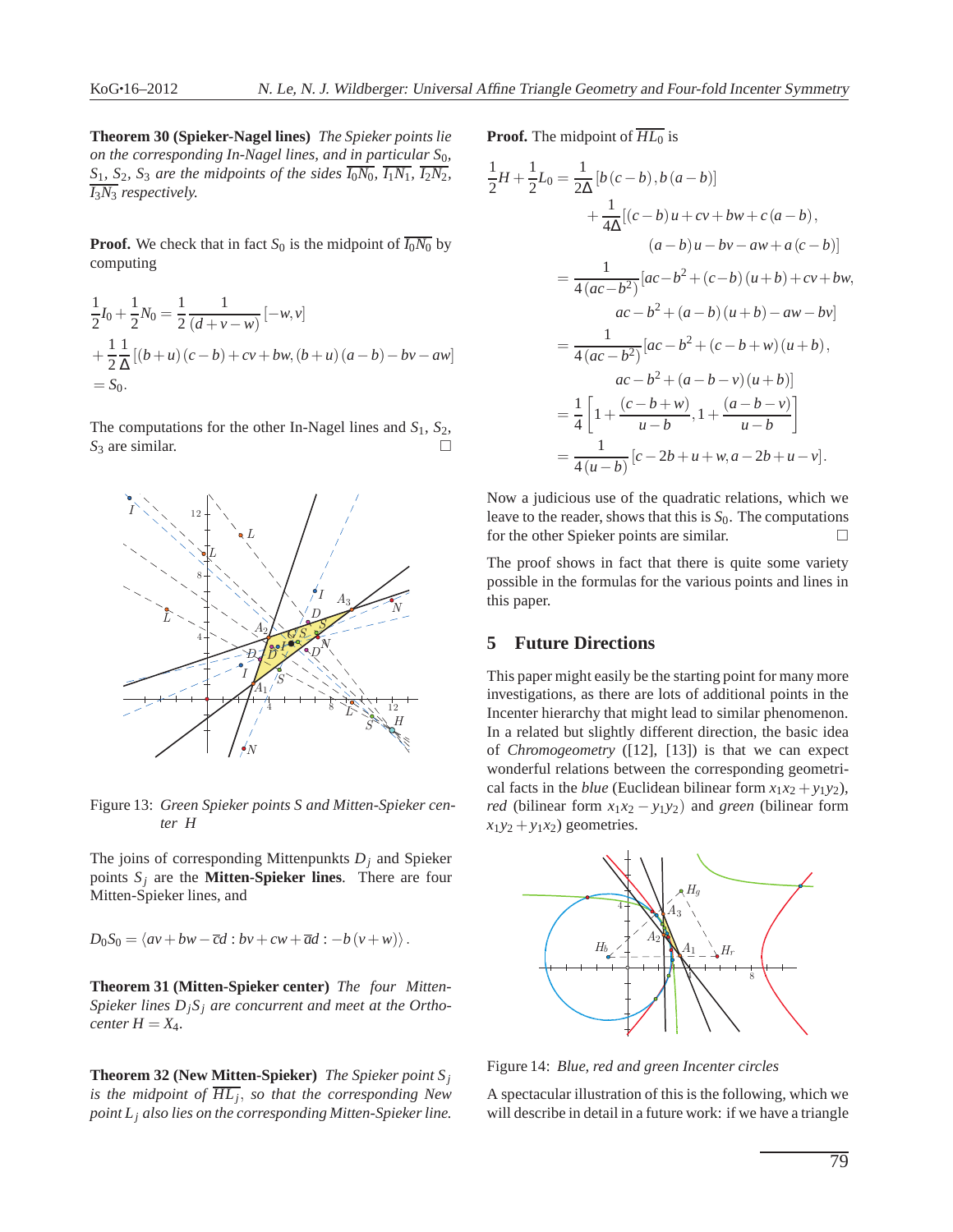**Theorem 30 (Spieker-Nagel lines)** *The Spieker points lie on the corresponding In-Nagel lines, and in particular $S_0$, $S_1$, $S_2$, $S_3$ are the midpoints of the sides $\overline{I_0N_0}$, $\overline{I_1N_1}$, $\overline{I_2N_2}$, $\overline{I_3N_3}$ respectively.*

**Proof.** We check that in fact $S_0$ is the midpoint of $\overline{I_0N_0}$ by computing

$$\frac{1}{2}I_0+\frac{1}{2}N_0=\frac{1}{2}\frac{1}{(d+v-w)}[-w,v]$$
$$+\frac{1}{2}\frac{1}{\Delta}[(b+u)(c-b)+cv+bw,(b+u)(a-b)-bv-aw]$$
$$=S_0.$$

The computations for the other In-Nagel lines and $S_1$, $S_2$, $S_3$ are similar. □

Figure 13: *Green Spieker points $S$ and Mitten-Spieker center $H$*

The joins of corresponding Mittenpunkts $D_j$ and Spieker points $S_j$ are the **Mitten-Spieker lines**. There are four Mitten-Spieker lines, and

$$D_0S_0=\langle av+bw-\overline{c}d:bv+cw+\overline{a}d:-b(v+w)\rangle.$$

**Theorem 31 (Mitten-Spieker center)** *The four Mitten-Spieker lines $D_jS_j$ are concurrent and meet at the Orthocenter $H=X_4$.*

**Theorem 32 (New Mitten-Spieker)** *The Spieker point $S_j$ is the midpoint of $\overline{HL_j}$, so that the corresponding New point $L_j$ also lies on the corresponding Mitten-Spieker line.*

**Proof.** The midpoint of $\overline{HL_0}$ is

$$\begin{aligned}
\frac{1}{2}H+\frac{1}{2}L_0 &= \frac{1}{2\Delta}[b(c-b),b(a-b)]\\
&\quad+\frac{1}{4\Delta}[(c-b)u+cv+bw+c(a-b),\\
&\qquad (a-b)u-bv-aw+a(c-b)]\\
&=\frac{1}{4(ac-b^2)}[ac-b^2+(c-b)(u+b)+cv+bw,\\
&\qquad ac-b^2+(a-b)(u+b)-aw-bv]\\
&=\frac{1}{4(ac-b^2)}[ac-b^2+(c-b+w)(u+b),\\
&\qquad ac-b^2+(a-b-v)(u+b)]\\
&=\frac{1}{4}\left[1+\frac{(c-b+w)}{u-b},1+\frac{(a-b-v)}{u-b}\right]\\
&=\frac{1}{4(u-b)}[c-2b+u+w,a-2b+u-v].
\end{aligned}$$

Now a judicious use of the quadratic relations, which we leave to the reader, shows that this is $S_0$. The computations for the other Spieker points are similar. □

The proof shows in fact that there is quite some variety possible in the formulas for the various points and lines in this paper.

## 5 Future Directions

This paper might easily be the starting point for many more investigations, as there are lots of additional points in the Incenter hierarchy that might lead to similar phenomenon. In a related but slightly different direction, the basic idea of *Chromogeometry* ([12], [13]) is that we can expect wonderful relations between the corresponding geometrical facts in the *blue* (Euclidean bilinear form $x_1x_2+y_1y_2$), *red* (bilinear form $x_1x_2-y_1y_2$) and *green* (bilinear form $x_1y_2+y_1x_2$) geometries.

Figure 14: *Blue, red and green Incenter circles*

A spectacular illustration of this is the following, which we will describe in detail in a future work: if we have a triangle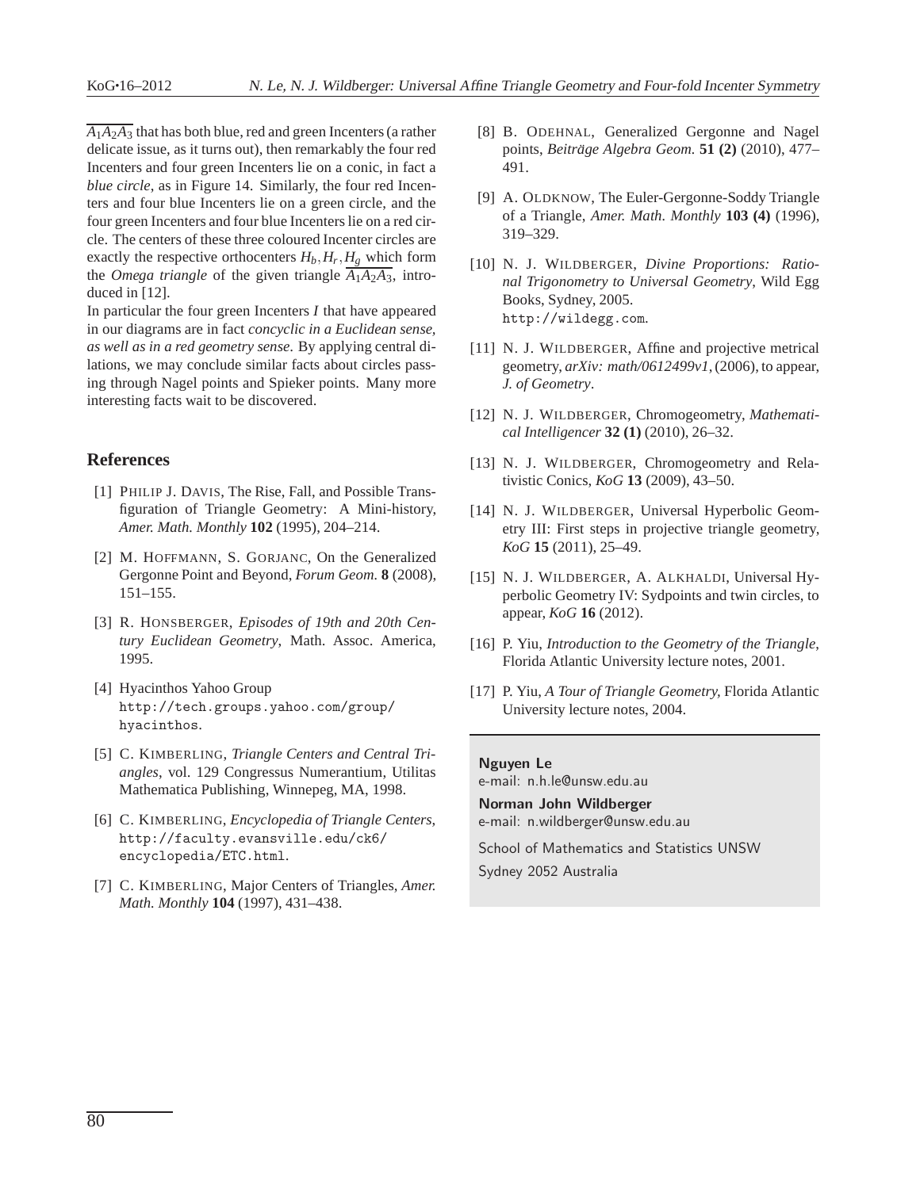$\overline{A_1A_2A_3}$ that has both blue, red and green Incenters (a rather delicate issue, as it turns out), then remarkably the four red Incenters and four green Incenters lie on a conic, in fact a *blue circle*, as in Figure 14. Similarly, the four red Incenters and four blue Incenters lie on a green circle, and the four green Incenters and four blue Incenters lie on a red circle. The centers of these three coloured Incenter circles are exactly the respective orthocenters $H_b, H_r, H_g$ which form the *Omega triangle* of the given triangle $\overline{A_1A_2A_3}$, introduced in [12].

In particular the four green Incenters $I$ that have appeared in our diagrams are in fact *concyclic in a Euclidean sense, as well as in a red geometry sense*. By applying central dilations, we may conclude similar facts about circles passing through Nagel points and Spieker points. Many more interesting facts wait to be discovered.

## References

[1] Philip J. Davis, The Rise, Fall, and Possible Transfiguration of Triangle Geometry: A Mini-history, *Amer. Math. Monthly* **102** (1995), 204–214.

[2] M. Hoffmann, S. Gorjanc, On the Generalized Gergonne Point and Beyond, *Forum Geom.* **8** (2008), 151–155.

[3] R. Honsberger, *Episodes of 19th and 20th Century Euclidean Geometry*, Math. Assoc. America, 1995.

[4] Hyacinthos Yahoo Group http://tech.groups.yahoo.com/group/hyacinthos.

[5] C. Kimberling, *Triangle Centers and Central Triangles*, vol. 129 Congressus Numerantium, Utilitas Mathematica Publishing, Winnepeg, MA, 1998.

[6] C. Kimberling, *Encyclopedia of Triangle Centers*, http://faculty.evansville.edu/ck6/encyclopedia/ETC.html.

[7] C. Kimberling, Major Centers of Triangles, *Amer. Math. Monthly* **104** (1997), 431–438.

[8] B. Odehnal, Generalized Gergonne and Nagel points, *Beiträge Algebra Geom.* **51 (2)** (2010), 477–491.

[9] A. Oldknow, The Euler-Gergonne-Soddy Triangle of a Triangle, *Amer. Math. Monthly* **103 (4)** (1996), 319–329.

[10] N. J. Wildberger, *Divine Proportions: Rational Trigonometry to Universal Geometry*, Wild Egg Books, Sydney, 2005. http://wildegg.com.

[11] N. J. Wildberger, Affine and projective metrical geometry, *arXiv: math/0612499v1*, (2006), to appear, *J. of Geometry*.

[12] N. J. Wildberger, Chromogeometry, *Mathematical Intelligencer* **32 (1)** (2010), 26–32.

[13] N. J. Wildberger, Chromogeometry and Relativistic Conics, *KoG* **13** (2009), 43–50.

[14] N. J. Wildberger, Universal Hyperbolic Geometry III: First steps in projective triangle geometry, *KoG* **15** (2011), 25–49.

[15] N. J. Wildberger, A. Alkhaldi, Universal Hyperbolic Geometry IV: Sydpoints and twin circles, to appear, *KoG* **16** (2012).

[16] P. Yiu, *Introduction to the Geometry of the Triangle*, Florida Atlantic University lecture notes, 2001.

[17] P. Yiu, *A Tour of Triangle Geometry*, Florida Atlantic University lecture notes, 2004.

**Nguyen Le**
e-mail: n.h.le@unsw.edu.au

**Norman John Wildberger**
e-mail: n.wildberger@unsw.edu.au

School of Mathematics and Statistics UNSW
Sydney 2052 Australia